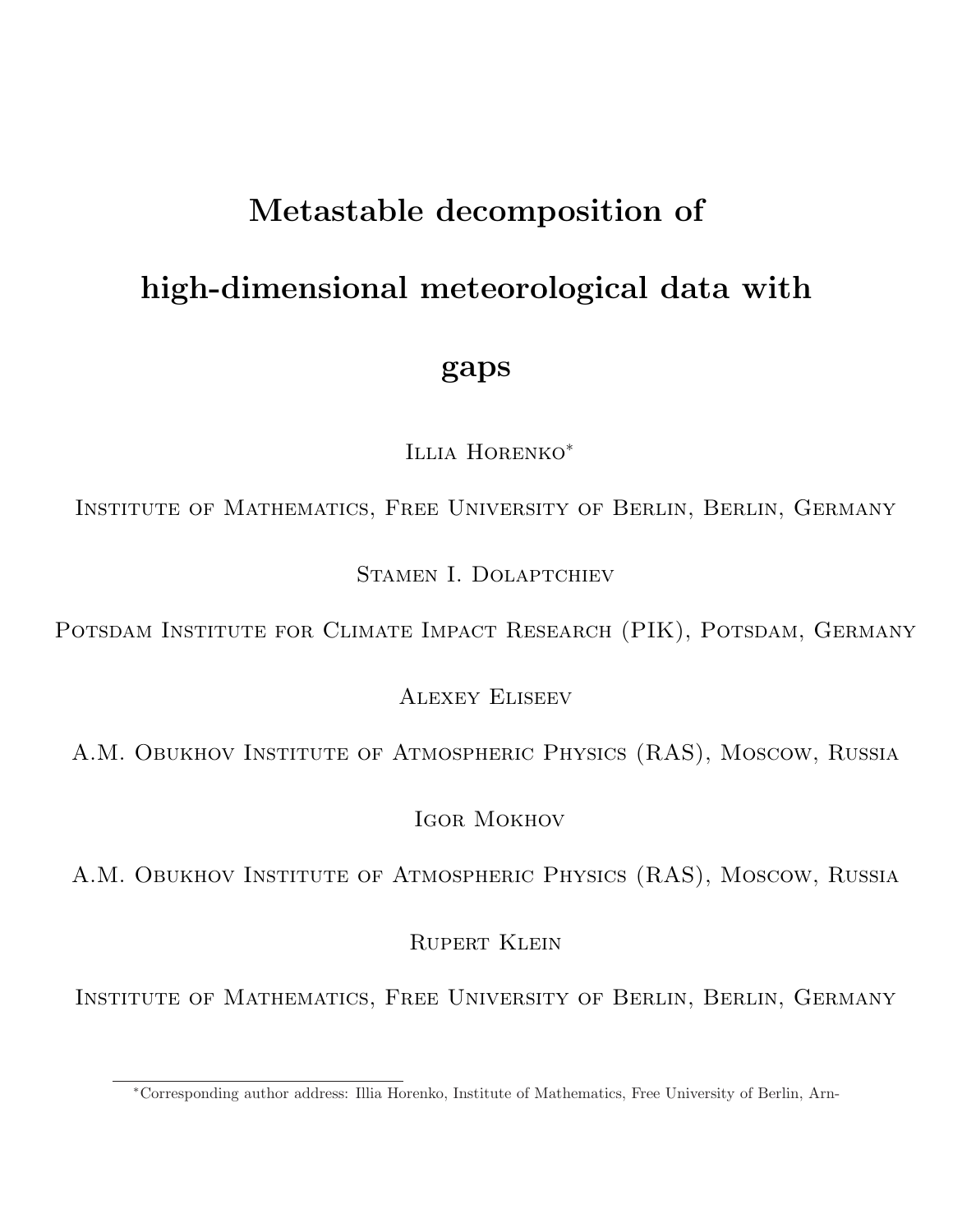# Metastable decomposition of high-dimensional meteorological data with gaps

Illia Horenko*

Institute of Mathematics, Free University of Berlin, Berlin, Germany

Stamen I. Dolaptchiev

Potsdam Institute for Climate Impact Research (PIK), Potsdam, Germany

Alexey Eliseev

A.M. Obukhov Institute of Atmospheric Physics (RAS), Moscow, Russia

Igor Mokhov

A.M. Obukhov Institute of Atmospheric Physics (RAS), Moscow, Russia

Rupert Klein

Institute of Mathematics, Free University of Berlin, Berlin, Germany

---

*Corresponding author address: Illia Horenko, Institute of Mathematics, Free University of Berlin, Arn-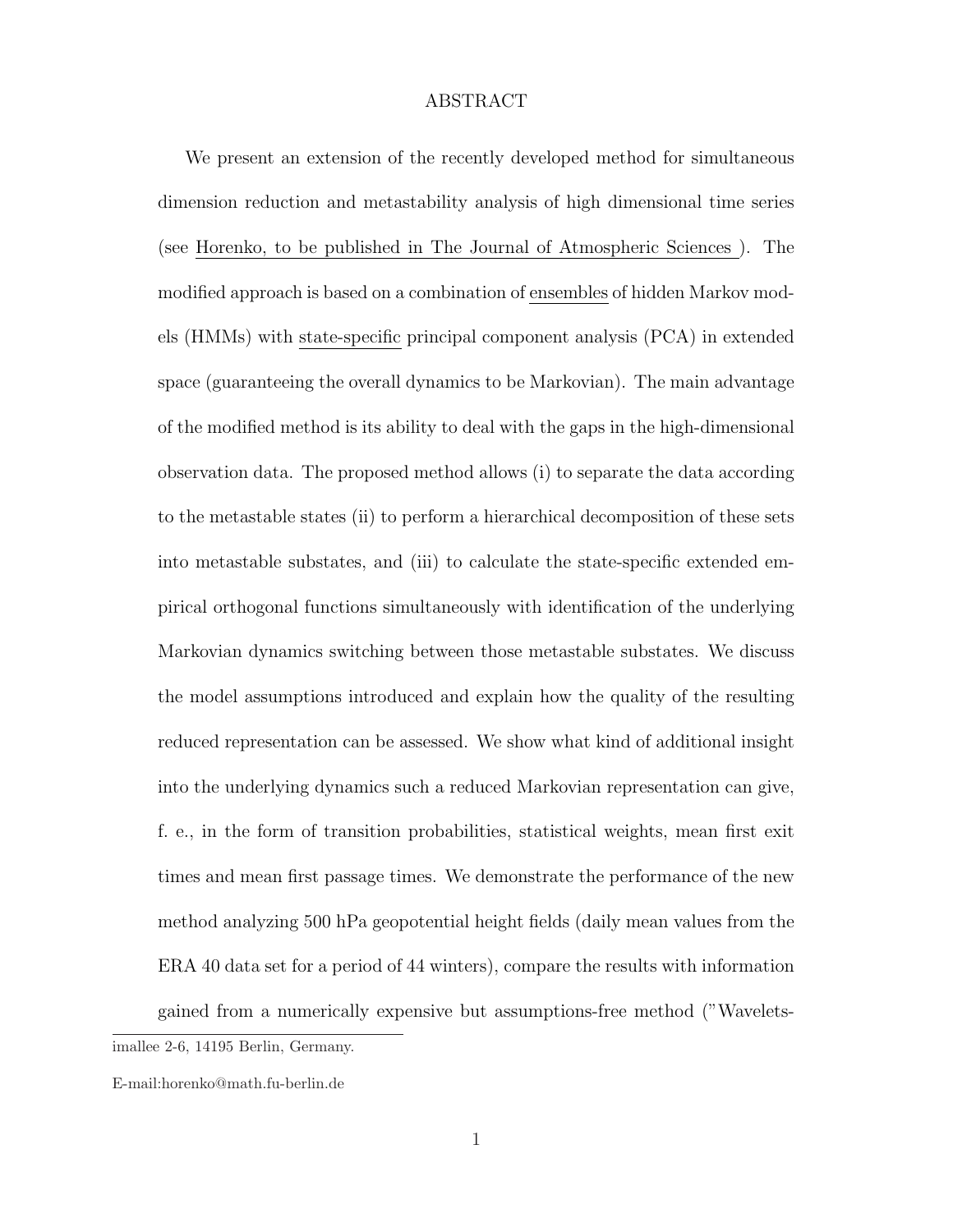# ABSTRACT

We present an extension of the recently developed method for simultaneous dimension reduction and metastability analysis of high dimensional time series (see Horenko, to be published in The Journal of Atmospheric Sciences ). The modified approach is based on a combination of ensembles of hidden Markov models (HMMs) with state-specific principal component analysis (PCA) in extended space (guaranteeing the overall dynamics to be Markovian). The main advantage of the modified method is its ability to deal with the gaps in the high-dimensional observation data. The proposed method allows (i) to separate the data according to the metastable states (ii) to perform a hierarchical decomposition of these sets into metastable substates, and (iii) to calculate the state-specific extended empirical orthogonal functions simultaneously with identification of the underlying Markovian dynamics switching between those metastable substates. We discuss the model assumptions introduced and explain how the quality of the resulting reduced representation can be assessed. We show what kind of additional insight into the underlying dynamics such a reduced Markovian representation can give, f. e., in the form of transition probabilities, statistical weights, mean first exit times and mean first passage times. We demonstrate the performance of the new method analyzing 500 hPa geopotential height fields (daily mean values from the ERA 40 data set for a period of 44 winters), compare the results with information gained from a numerically expensive but assumptions-free method ("Wavelets-

imallee 2-6, 14195 Berlin, Germany.

E-mail:horenko@math.fu-berlin.de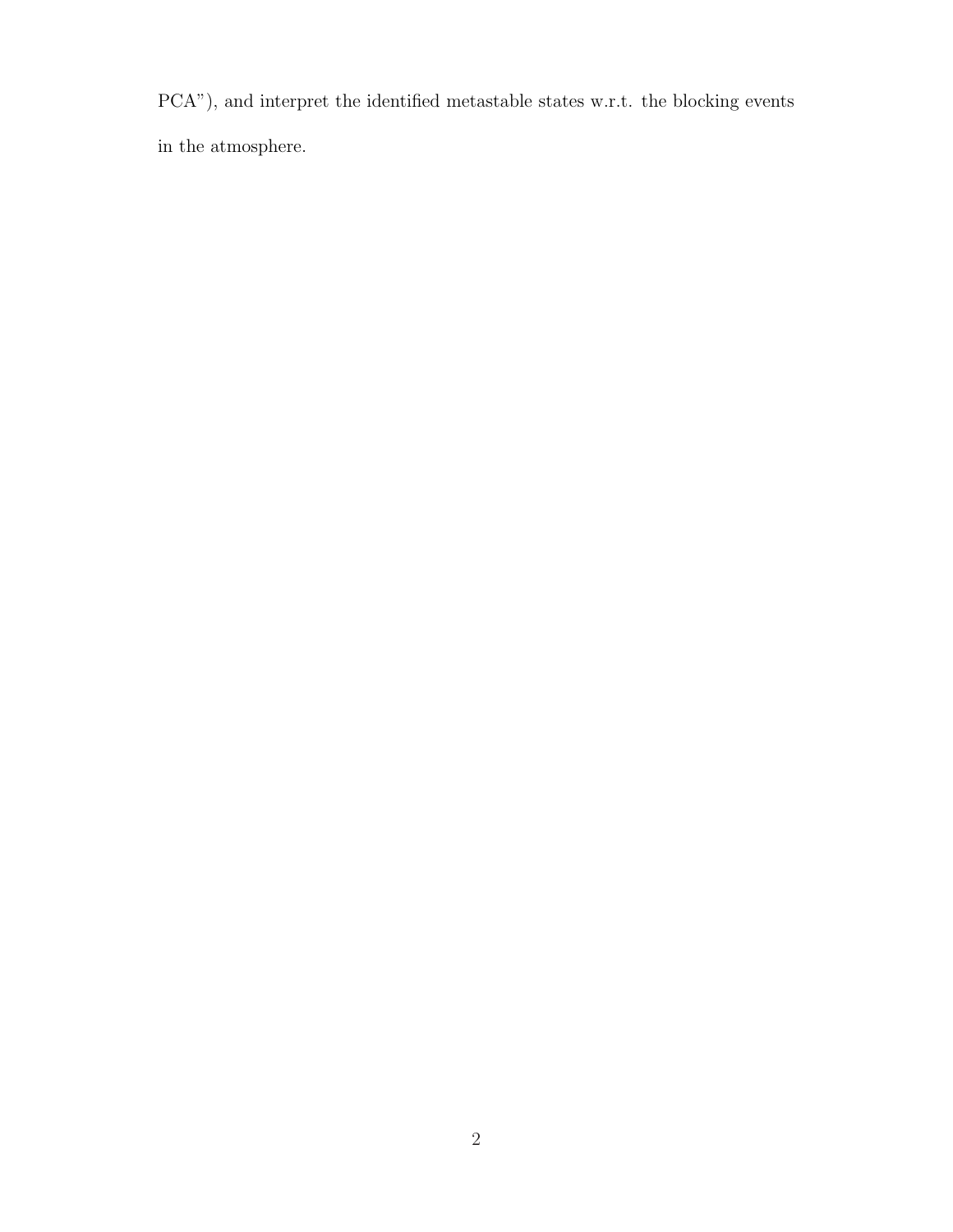PCA”), and interpret the identified metastable states w.r.t. the blocking events in the atmosphere.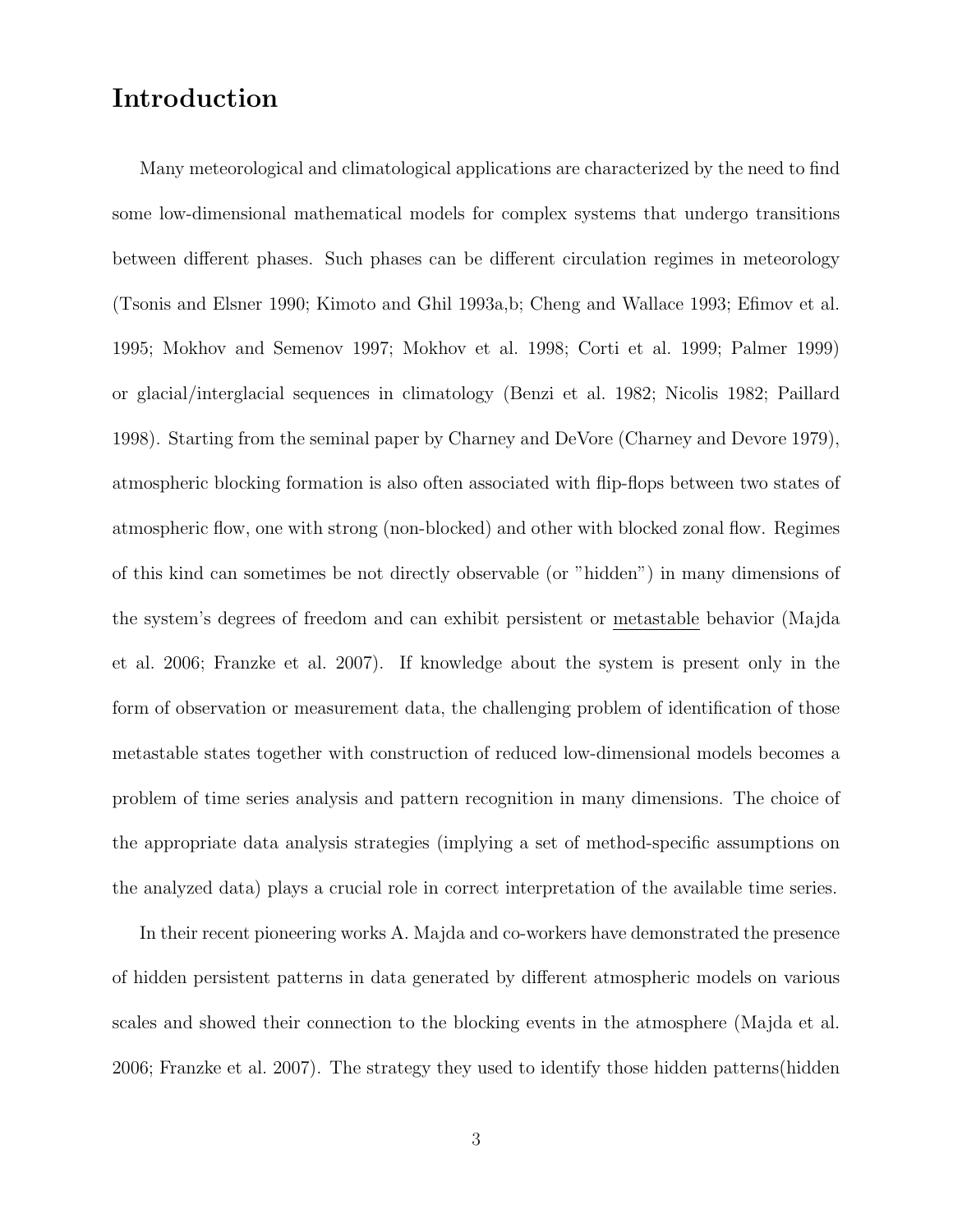# Introduction

Many meteorological and climatological applications are characterized by the need to find some low-dimensional mathematical models for complex systems that undergo transitions between different phases. Such phases can be different circulation regimes in meteorology (Tsonis and Elsner 1990; Kimoto and Ghil 1993a,b; Cheng and Wallace 1993; Efimov et al. 1995; Mokhov and Semenov 1997; Mokhov et al. 1998; Corti et al. 1999; Palmer 1999) or glacial/interglacial sequences in climatology (Benzi et al. 1982; Nicolis 1982; Paillard 1998). Starting from the seminal paper by Charney and DeVore (Charney and Devore 1979), atmospheric blocking formation is also often associated with flip-flops between two states of atmospheric flow, one with strong (non-blocked) and other with blocked zonal flow. Regimes of this kind can sometimes be not directly observable (or "hidden") in many dimensions of the system's degrees of freedom and can exhibit persistent or <u>metastable</u> behavior (Majda et al. 2006; Franzke et al. 2007). If knowledge about the system is present only in the form of observation or measurement data, the challenging problem of identification of those metastable states together with construction of reduced low-dimensional models becomes a problem of time series analysis and pattern recognition in many dimensions. The choice of the appropriate data analysis strategies (implying a set of method-specific assumptions on the analyzed data) plays a crucial role in correct interpretation of the available time series.

In their recent pioneering works A. Majda and co-workers have demonstrated the presence of hidden persistent patterns in data generated by different atmospheric models on various scales and showed their connection to the blocking events in the atmosphere (Majda et al. 2006; Franzke et al. 2007). The strategy they used to identify those hidden patterns(hidden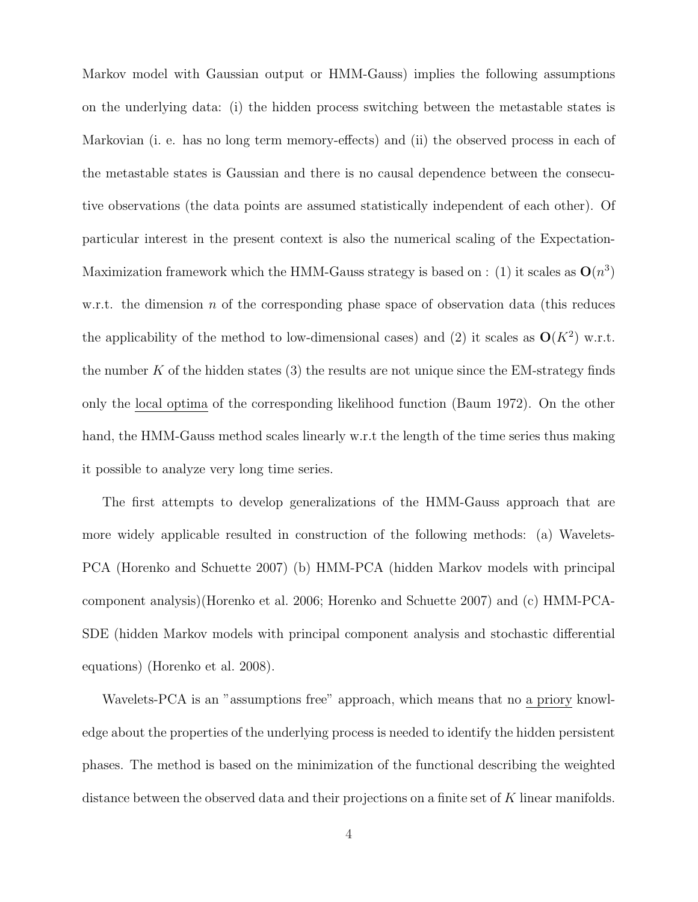Markov model with Gaussian output or HMM-Gauss) implies the following assumptions on the underlying data: (i) the hidden process switching between the metastable states is Markovian (i. e. has no long term memory-effects) and (ii) the observed process in each of the metastable states is Gaussian and there is no causal dependence between the consecutive observations (the data points are assumed statistically independent of each other). Of particular interest in the present context is also the numerical scaling of the Expectation-Maximization framework which the HMM-Gauss strategy is based on : (1) it scales as $\mathbf{O}(n^3)$ w.r.t. the dimension $n$ of the corresponding phase space of observation data (this reduces the applicability of the method to low-dimensional cases) and (2) it scales as $\mathbf{O}(K^2)$ w.r.t. the number $K$ of the hidden states (3) the results are not unique since the EM-strategy finds only the <u>local optima</u> of the corresponding likelihood function (Baum 1972). On the other hand, the HMM-Gauss method scales linearly w.r.t the length of the time series thus making it possible to analyze very long time series.

The first attempts to develop generalizations of the HMM-Gauss approach that are more widely applicable resulted in construction of the following methods: (a) Wavelets-PCA (Horenko and Schuette 2007) (b) HMM-PCA (hidden Markov models with principal component analysis)(Horenko et al. 2006; Horenko and Schuette 2007) and (c) HMM-PCA-SDE (hidden Markov models with principal component analysis and stochastic differential equations) (Horenko et al. 2008).

Wavelets-PCA is an "assumptions free" approach, which means that no <u>a priory</u> knowledge about the properties of the underlying process is needed to identify the hidden persistent phases. The method is based on the minimization of the functional describing the weighted distance between the observed data and their projections on a finite set of $K$ linear manifolds.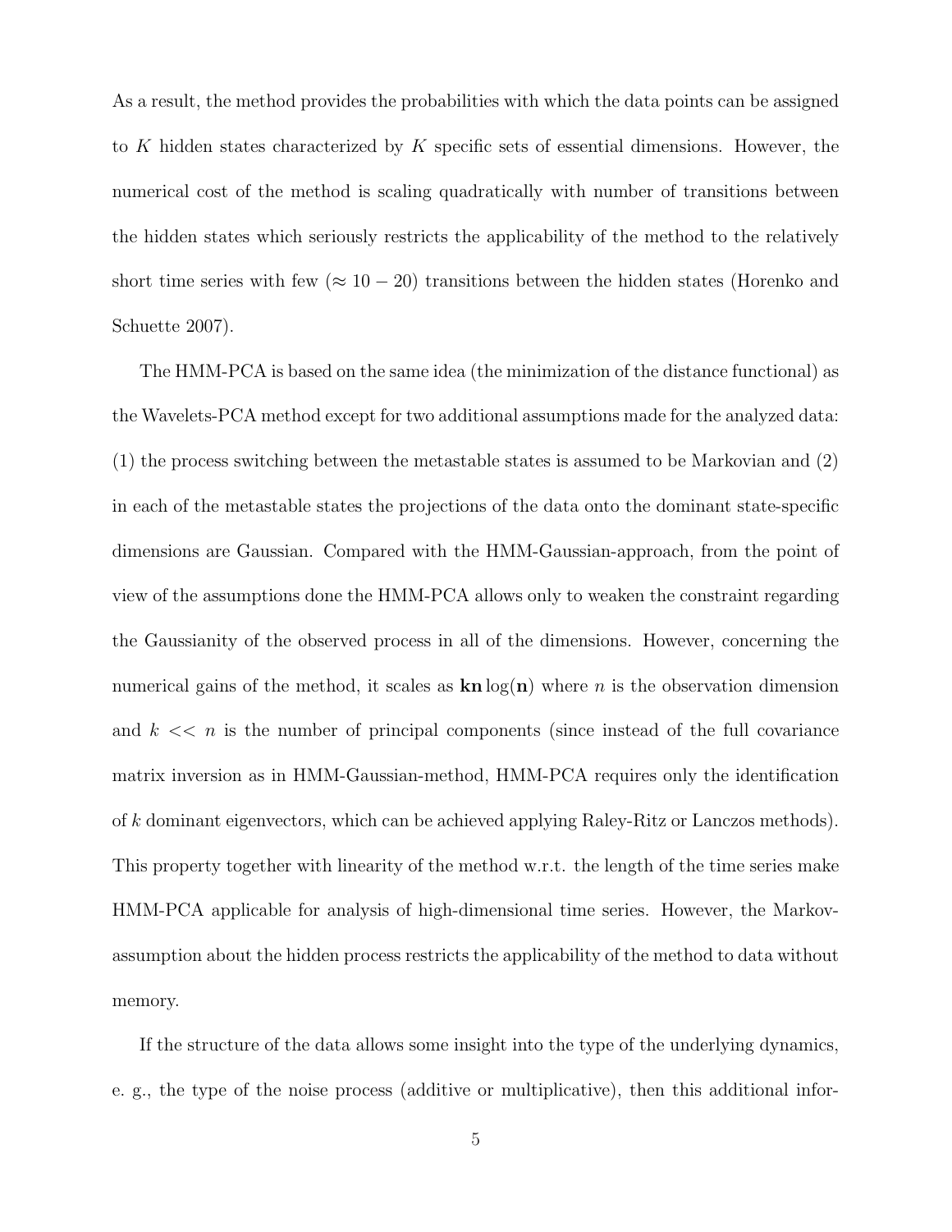As a result, the method provides the probabilities with which the data points can be assigned to $K$ hidden states characterized by $K$ specific sets of essential dimensions. However, the numerical cost of the method is scaling quadratically with number of transitions between the hidden states which seriously restricts the applicability of the method to the relatively short time series with few ($\approx 10 - 20$) transitions between the hidden states (Horenko and Schuette 2007).

The HMM-PCA is based on the same idea (the minimization of the distance functional) as the Wavelets-PCA method except for two additional assumptions made for the analyzed data: (1) the process switching between the metastable states is assumed to be Markovian and (2) in each of the metastable states the projections of the data onto the dominant state-specific dimensions are Gaussian. Compared with the HMM-Gaussian-approach, from the point of view of the assumptions done the HMM-PCA allows only to weaken the constraint regarding the Gaussianity of the observed process in all of the dimensions. However, concerning the numerical gains of the method, it scales as $\mathbf{kn}\log(\mathbf{n})$ where $n$ is the observation dimension and $k << n$ is the number of principal components (since instead of the full covariance matrix inversion as in HMM-Gaussian-method, HMM-PCA requires only the identification of $k$ dominant eigenvectors, which can be achieved applying Raley-Ritz or Lanczos methods). This property together with linearity of the method w.r.t. the length of the time series make HMM-PCA applicable for analysis of high-dimensional time series. However, the Markov-assumption about the hidden process restricts the applicability of the method to data without memory.

If the structure of the data allows some insight into the type of the underlying dynamics, e. g., the type of the noise process (additive or multiplicative), then this additional infor-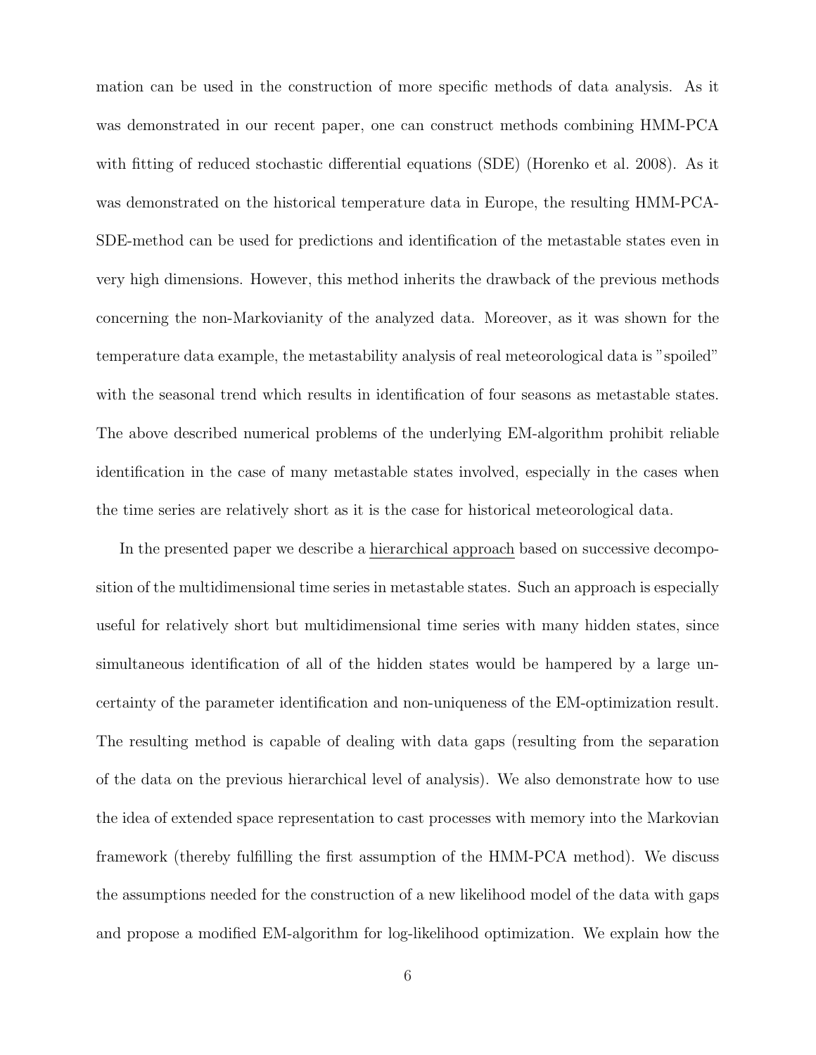mation can be used in the construction of more specific methods of data analysis. As it was demonstrated in our recent paper, one can construct methods combining HMM-PCA with fitting of reduced stochastic differential equations (SDE) (Horenko et al. 2008). As it was demonstrated on the historical temperature data in Europe, the resulting HMM-PCA-SDE-method can be used for predictions and identification of the metastable states even in very high dimensions. However, this method inherits the drawback of the previous methods concerning the non-Markovianity of the analyzed data. Moreover, as it was shown for the temperature data example, the metastability analysis of real meteorological data is "spoiled" with the seasonal trend which results in identification of four seasons as metastable states. The above described numerical problems of the underlying EM-algorithm prohibit reliable identification in the case of many metastable states involved, especially in the cases when the time series are relatively short as it is the case for historical meteorological data.

In the presented paper we describe a hierarchical approach based on successive decomposition of the multidimensional time series in metastable states. Such an approach is especially useful for relatively short but multidimensional time series with many hidden states, since simultaneous identification of all of the hidden states would be hampered by a large uncertainty of the parameter identification and non-uniqueness of the EM-optimization result. The resulting method is capable of dealing with data gaps (resulting from the separation of the data on the previous hierarchical level of analysis). We also demonstrate how to use the idea of extended space representation to cast processes with memory into the Markovian framework (thereby fulfilling the first assumption of the HMM-PCA method). We discuss the assumptions needed for the construction of a new likelihood model of the data with gaps and propose a modified EM-algorithm for log-likelihood optimization. We explain how the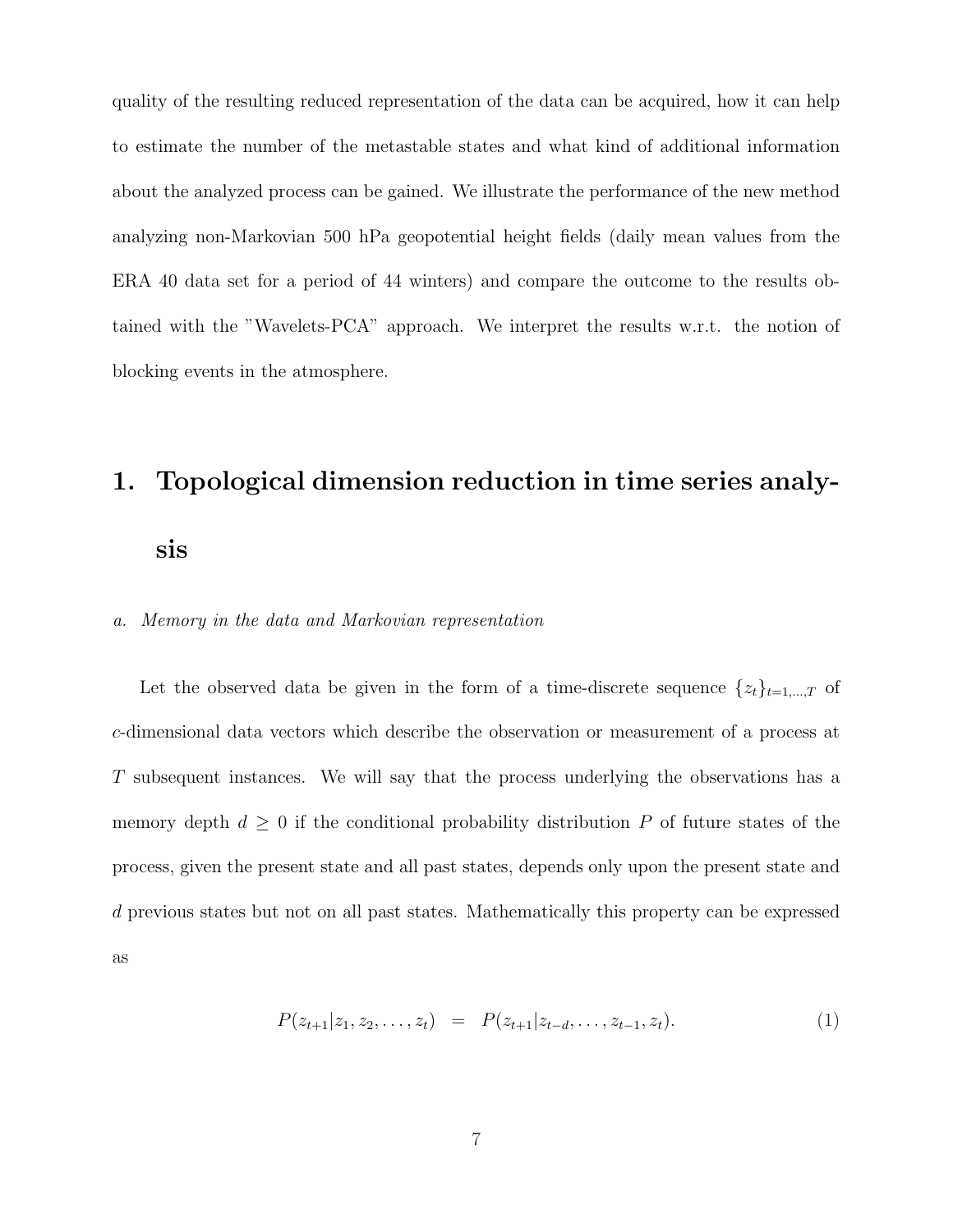quality of the resulting reduced representation of the data can be acquired, how it can help to estimate the number of the metastable states and what kind of additional information about the analyzed process can be gained. We illustrate the performance of the new method analyzing non-Markovian 500 hPa geopotential height fields (daily mean values from the ERA 40 data set for a period of 44 winters) and compare the outcome to the results obtained with the "Wavelets-PCA" approach. We interpret the results w.r.t. the notion of blocking events in the atmosphere.

# 1. Topological dimension reduction in time series analysis

*a. Memory in the data and Markovian representation*

Let the observed data be given in the form of a time-discrete sequence $\{z_t\}_{t=1,\ldots,T}$ of $c$-dimensional data vectors which describe the observation or measurement of a process at $T$ subsequent instances. We will say that the process underlying the observations has a memory depth $d \geq 0$ if the conditional probability distribution $P$ of future states of the process, given the present state and all past states, depends only upon the present state and $d$ previous states but not on all past states. Mathematically this property can be expressed as

$$P(z_{t+1}|z_1, z_2, \ldots, z_t) \quad = \quad P(z_{t+1}|z_{t-d}, \ldots, z_{t-1}, z_t). \tag{1}$$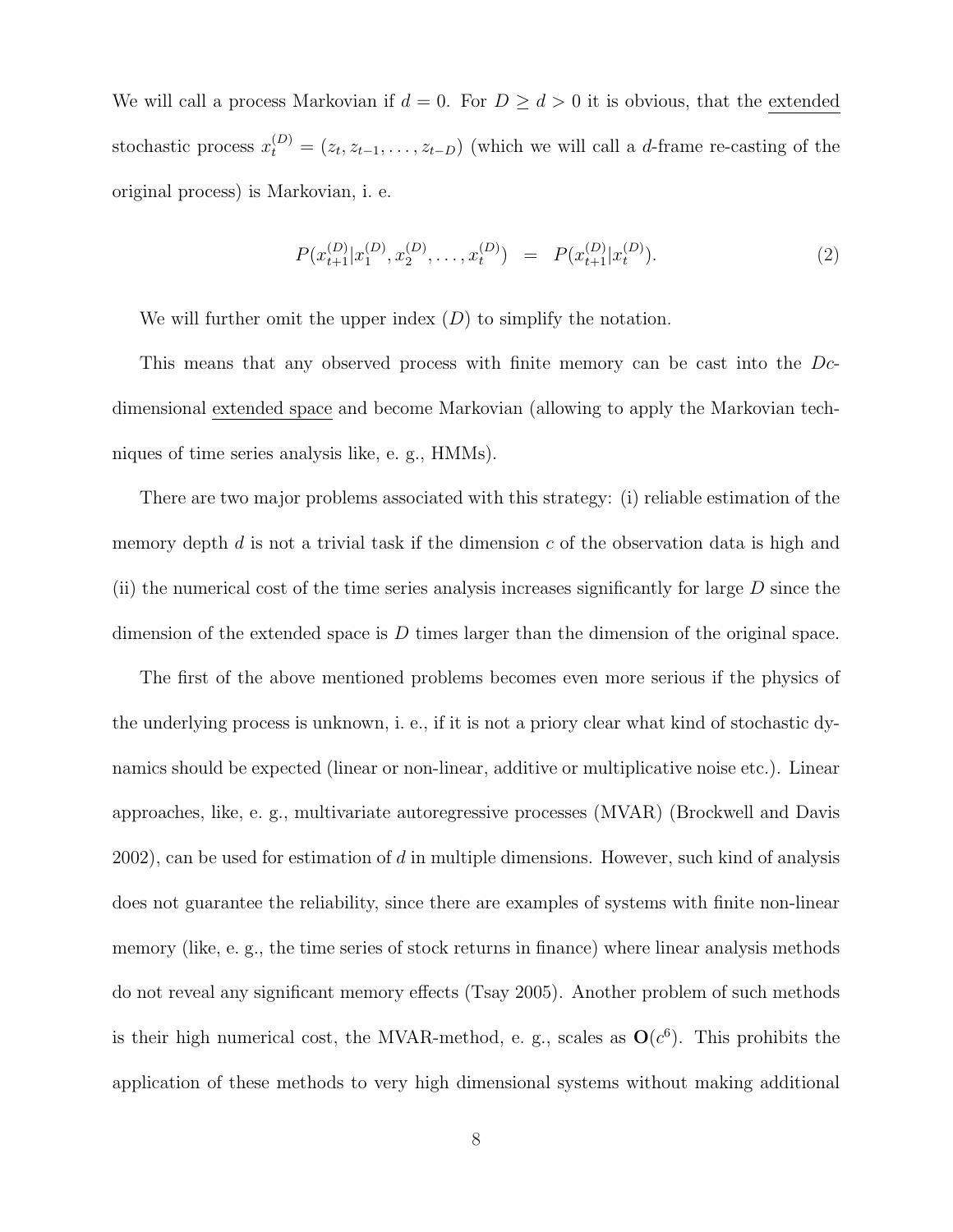We will call a process Markovian if $d = 0$. For $D \geq d > 0$ it is obvious, that the extended stochastic process $x_t^{(D)} = (z_t, z_{t-1}, \ldots, z_{t-D})$ (which we will call a $d$-frame re-casting of the original process) is Markovian, i. e.

$$P(x_{t+1}^{(D)}|x_1^{(D)}, x_2^{(D)}, \ldots, x_t^{(D)}) \;\; = \;\; P(x_{t+1}^{(D)}|x_t^{(D)}). \tag{2}$$

We will further omit the upper index $(D)$ to simplify the notation.

This means that any observed process with finite memory can be cast into the $Dc$-dimensional extended space and become Markovian (allowing to apply the Markovian techniques of time series analysis like, e. g., HMMs).

There are two major problems associated with this strategy: (i) reliable estimation of the memory depth $d$ is not a trivial task if the dimension $c$ of the observation data is high and (ii) the numerical cost of the time series analysis increases significantly for large $D$ since the dimension of the extended space is $D$ times larger than the dimension of the original space.

The first of the above mentioned problems becomes even more serious if the physics of the underlying process is unknown, i. e., if it is not a priory clear what kind of stochastic dynamics should be expected (linear or non-linear, additive or multiplicative noise etc.). Linear approaches, like, e. g., multivariate autoregressive processes (MVAR) (Brockwell and Davis 2002), can be used for estimation of $d$ in multiple dimensions. However, such kind of analysis does not guarantee the reliability, since there are examples of systems with finite non-linear memory (like, e. g., the time series of stock returns in finance) where linear analysis methods do not reveal any significant memory effects (Tsay 2005). Another problem of such methods is their high numerical cost, the MVAR-method, e. g., scales as $\mathbf{O}(c^6)$. This prohibits the application of these methods to very high dimensional systems without making additional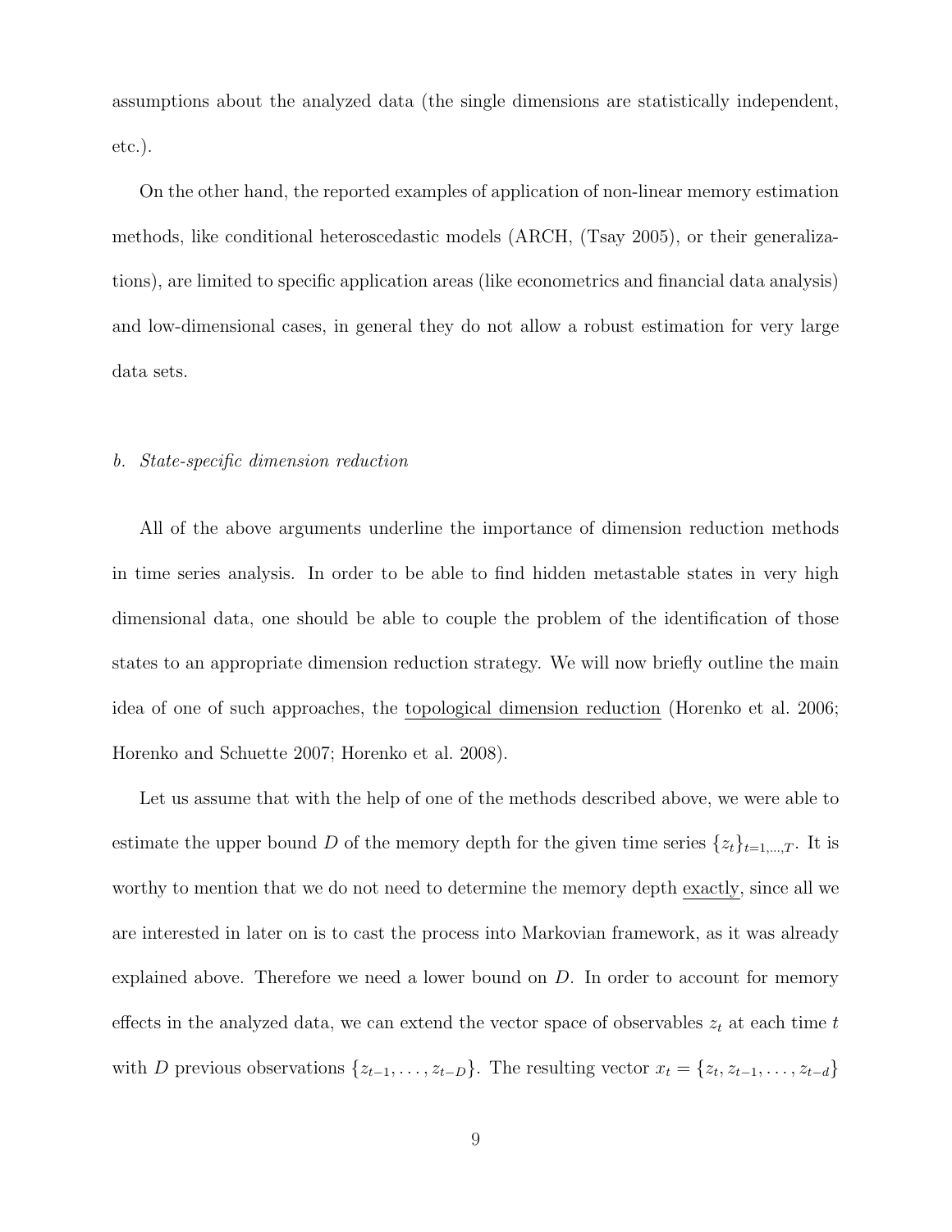assumptions about the analyzed data (the single dimensions are statistically independent, etc.).

On the other hand, the reported examples of application of non-linear memory estimation methods, like conditional heteroscedastic models (ARCH, (Tsay 2005), or their generalizations), are limited to specific application areas (like econometrics and financial data analysis) and low-dimensional cases, in general they do not allow a robust estimation for very large data sets.

*b. State-specific dimension reduction*

All of the above arguments underline the importance of dimension reduction methods in time series analysis. In order to be able to find hidden metastable states in very high dimensional data, one should be able to couple the problem of the identification of those states to an appropriate dimension reduction strategy. We will now briefly outline the main idea of one of such approaches, the <u>topological dimension reduction</u> (Horenko et al. 2006; Horenko and Schuette 2007; Horenko et al. 2008).

Let us assume that with the help of one of the methods described above, we were able to estimate the upper bound $D$ of the memory depth for the given time series $\{z_t\}_{t=1,\dots,T}$. It is worthy to mention that we do not need to determine the memory depth <u>exactly</u>, since all we are interested in later on is to cast the process into Markovian framework, as it was already explained above. Therefore we need a lower bound on $D$. In order to account for memory effects in the analyzed data, we can extend the vector space of observables $z_t$ at each time $t$ with $D$ previous observations $\{z_{t-1}, \dots, z_{t-D}\}$. The resulting vector $x_t = \{z_t, z_{t-1}, \dots, z_{t-d}\}$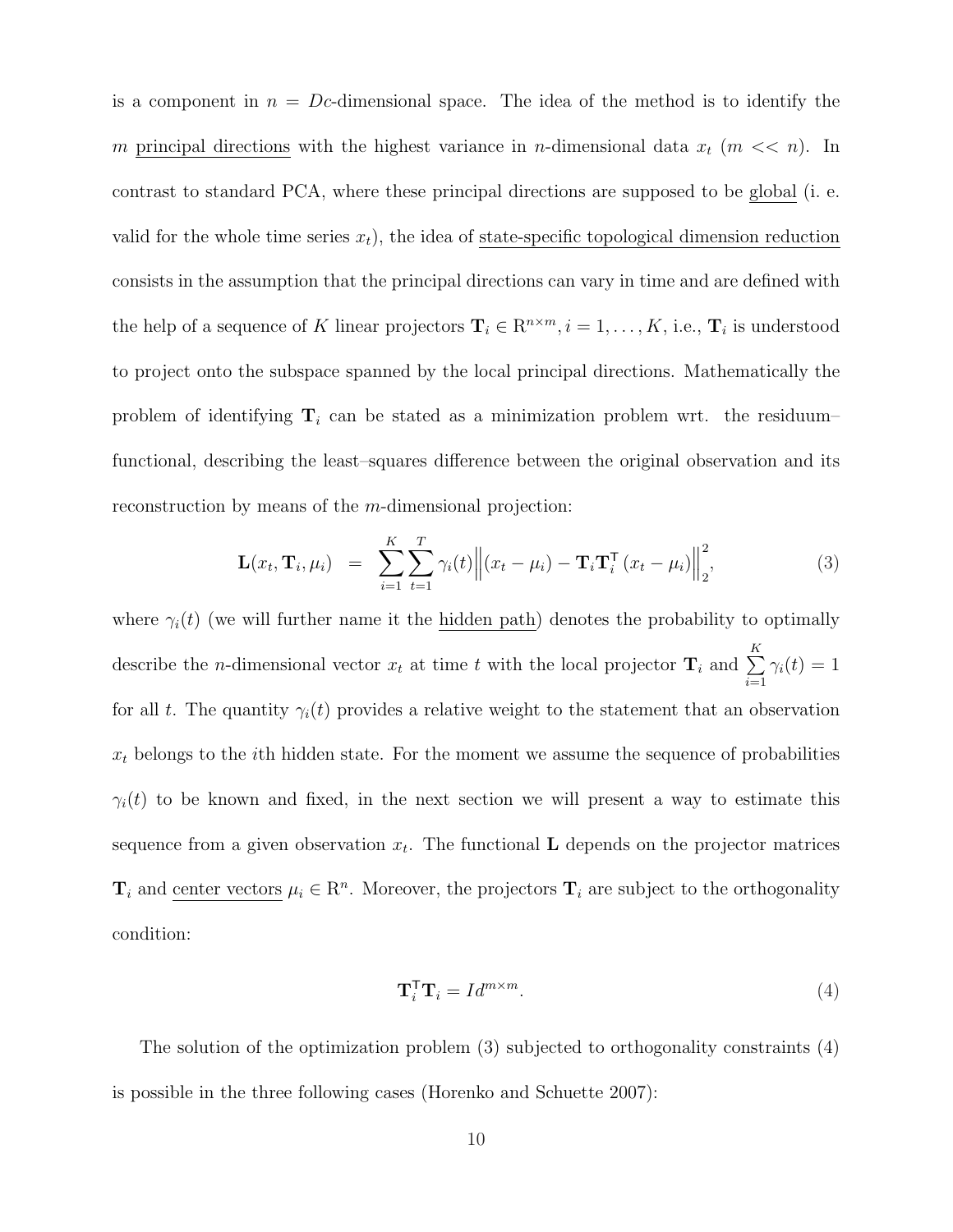is a component in $n = Dc$-dimensional space. The idea of the method is to identify the $m$ principal directions with the highest variance in $n$-dimensional data $x_t$ ($m << n$). In contrast to standard PCA, where these principal directions are supposed to be global (i. e. valid for the whole time series $x_t$), the idea of state-specific topological dimension reduction consists in the assumption that the principal directions can vary in time and are defined with the help of a sequence of $K$ linear projectors $\mathbf{T}_i \in \mathrm{R}^{n \times m}, i = 1, \ldots, K$, i.e., $\mathbf{T}_i$ is understood to project onto the subspace spanned by the local principal directions. Mathematically the problem of identifying $\mathbf{T}_i$ can be stated as a minimization problem wrt. the residuum–functional, describing the least–squares difference between the original observation and its reconstruction by means of the $m$-dimensional projection:

$$\mathbf{L}(x_t, \mathbf{T}_i, \mu_i) \;\; = \;\; \sum_{i=1}^{K} \sum_{t=1}^{T} \gamma_i(t) \left\| (x_t - \mu_i) - \mathbf{T}_i \mathbf{T}_i^{\mathsf{T}} (x_t - \mu_i) \right\|_2^2, \tag{3}$$

where $\gamma_i(t)$ (we will further name it the hidden path) denotes the probability to optimally describe the $n$-dimensional vector $x_t$ at time $t$ with the local projector $\mathbf{T}_i$ and $\sum_{i=1}^{K} \gamma_i(t) = 1$ for all $t$. The quantity $\gamma_i(t)$ provides a relative weight to the statement that an observation $x_t$ belongs to the $i$th hidden state. For the moment we assume the sequence of probabilities $\gamma_i(t)$ to be known and fixed, in the next section we will present a way to estimate this sequence from a given observation $x_t$. The functional $\mathbf{L}$ depends on the projector matrices $\mathbf{T}_i$ and center vectors $\mu_i \in \mathrm{R}^n$. Moreover, the projectors $\mathbf{T}_i$ are subject to the orthogonality condition:

$$\mathbf{T}_i^{\mathsf{T}} \mathbf{T}_i = Id^{m \times m}. \tag{4}$$

The solution of the optimization problem (3) subjected to orthogonality constraints (4) is possible in the three following cases (Horenko and Schuette 2007):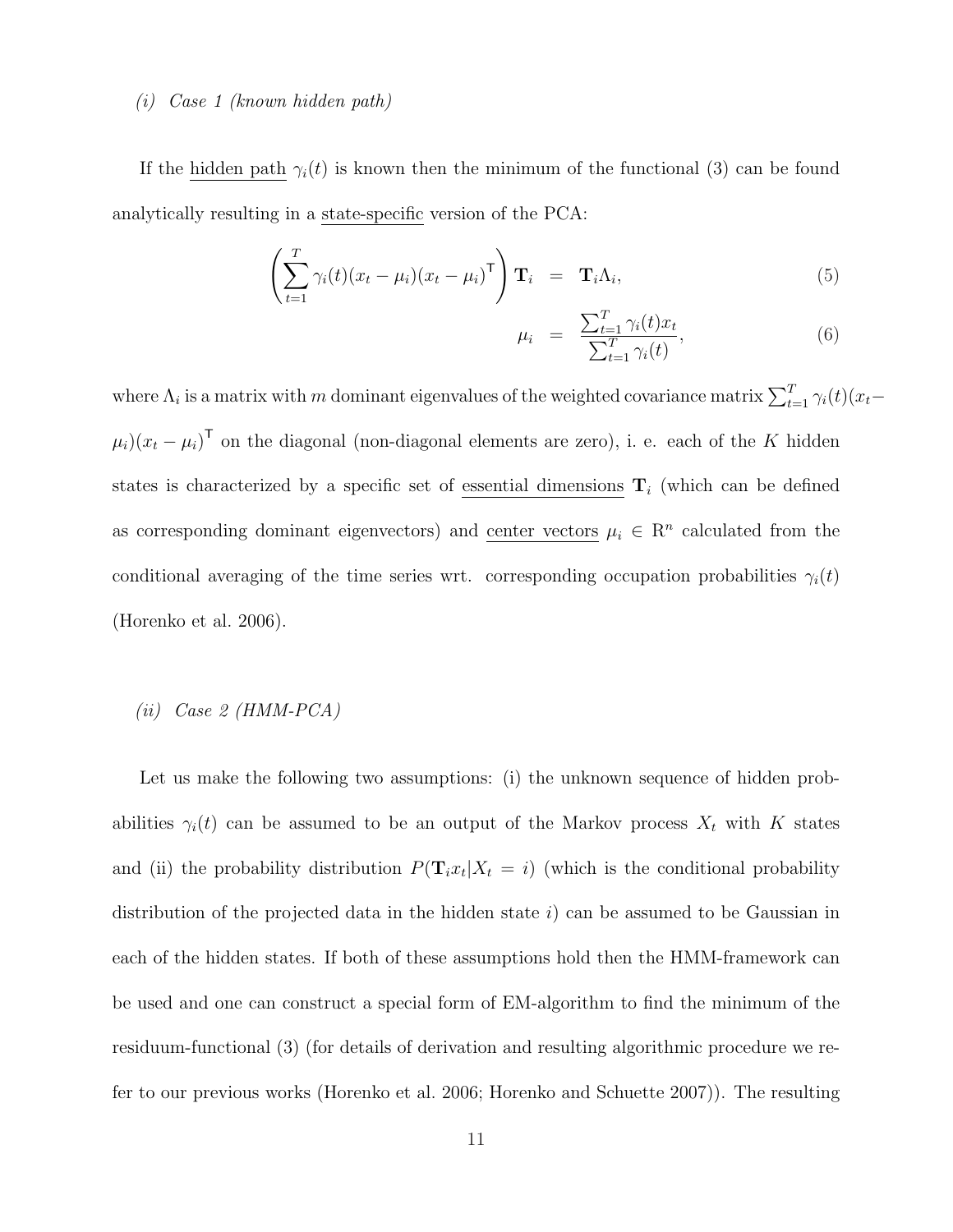*(i) Case 1 (known hidden path)*

If the hidden path $\gamma_i(t)$ is known then the minimum of the functional (3) can be found analytically resulting in a state-specific version of the PCA:

$$\left(\sum_{t=1}^{T} \gamma_i(t)(x_t - \mu_i)(x_t - \mu_i)^{\mathsf{T}}\right) \mathbf{T}_i = \mathbf{T}_i \Lambda_i, \tag{5}$$

$$\mu_i = \frac{\sum_{t=1}^{T} \gamma_i(t) x_t}{\sum_{t=1}^{T} \gamma_i(t)}, \tag{6}$$

where $\Lambda_i$ is a matrix with $m$ dominant eigenvalues of the weighted covariance matrix $\sum_{t=1}^{T} \gamma_i(t)(x_t - \mu_i)(x_t - \mu_i)^{\mathsf{T}}$ on the diagonal (non-diagonal elements are zero), i. e. each of the $K$ hidden states is characterized by a specific set of essential dimensions $\mathbf{T}_i$ (which can be defined as corresponding dominant eigenvectors) and center vectors $\mu_i \in \mathrm{R}^n$ calculated from the conditional averaging of the time series wrt. corresponding occupation probabilities $\gamma_i(t)$ (Horenko et al. 2006).

*(ii) Case 2 (HMM-PCA)*

Let us make the following two assumptions: (i) the unknown sequence of hidden probabilities $\gamma_i(t)$ can be assumed to be an output of the Markov process $X_t$ with $K$ states and (ii) the probability distribution $P(\mathbf{T}_i x_t | X_t = i)$ (which is the conditional probability distribution of the projected data in the hidden state $i$) can be assumed to be Gaussian in each of the hidden states. If both of these assumptions hold then the HMM-framework can be used and one can construct a special form of EM-algorithm to find the minimum of the residuum-functional (3) (for details of derivation and resulting algorithmic procedure we refer to our previous works (Horenko et al. 2006; Horenko and Schuette 2007)). The resulting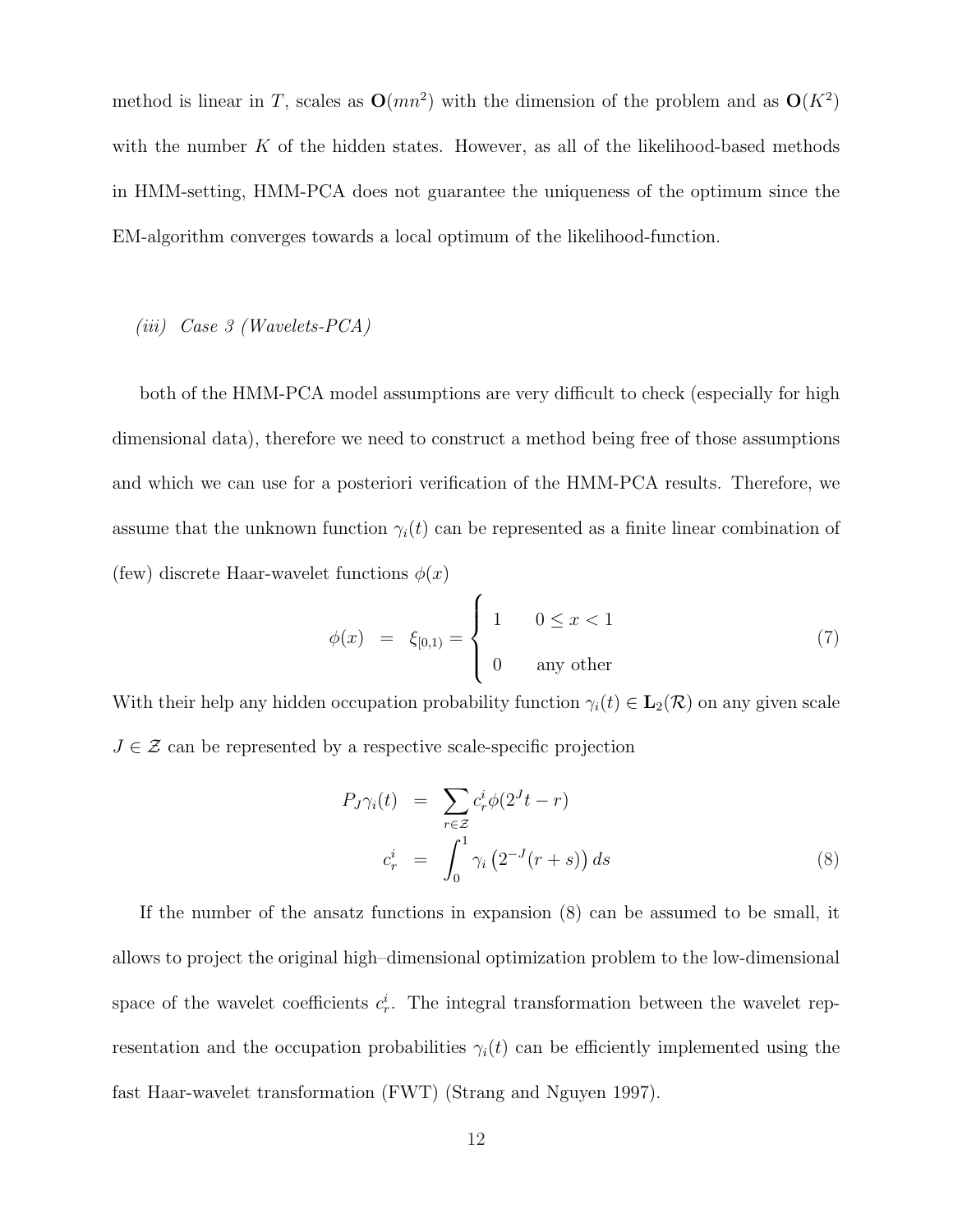method is linear in $T$, scales as $\mathbf{O}(mn^2)$ with the dimension of the problem and as $\mathbf{O}(K^2)$ with the number $K$ of the hidden states. However, as all of the likelihood-based methods in HMM-setting, HMM-PCA does not guarantee the uniqueness of the optimum since the EM-algorithm converges towards a local optimum of the likelihood-function.

*(iii) Case 3 (Wavelets-PCA)*

both of the HMM-PCA model assumptions are very difficult to check (especially for high dimensional data), therefore we need to construct a method being free of those assumptions and which we can use for a posteriori verification of the HMM-PCA results. Therefore, we assume that the unknown function $\gamma_i(t)$ can be represented as a finite linear combination of (few) discrete Haar-wavelet functions $\phi(x)$

$$\phi(x) = \xi_{[0,1)} = \begin{cases} 1 & 0 \leq x < 1 \\ 0 & \text{any other} \end{cases} \tag{7}$$

With their help any hidden occupation probability function $\gamma_i(t) \in \mathbf{L}_2(\mathcal{R})$ on any given scale $J \in \mathcal{Z}$ can be represented by a respective scale-specific projection

$$\begin{aligned} P_J \gamma_i(t) &= \sum_{r \in \mathcal{Z}} c_r^i \phi(2^J t - r) \\ c_r^i &= \int_0^1 \gamma_i\left(2^{-J}(r+s)\right) ds \end{aligned} \tag{8}$$

If the number of the ansatz functions in expansion (8) can be assumed to be small, it allows to project the original high–dimensional optimization problem to the low-dimensional space of the wavelet coefficients $c_r^i$. The integral transformation between the wavelet representation and the occupation probabilities $\gamma_i(t)$ can be efficiently implemented using the fast Haar-wavelet transformation (FWT) (Strang and Nguyen 1997).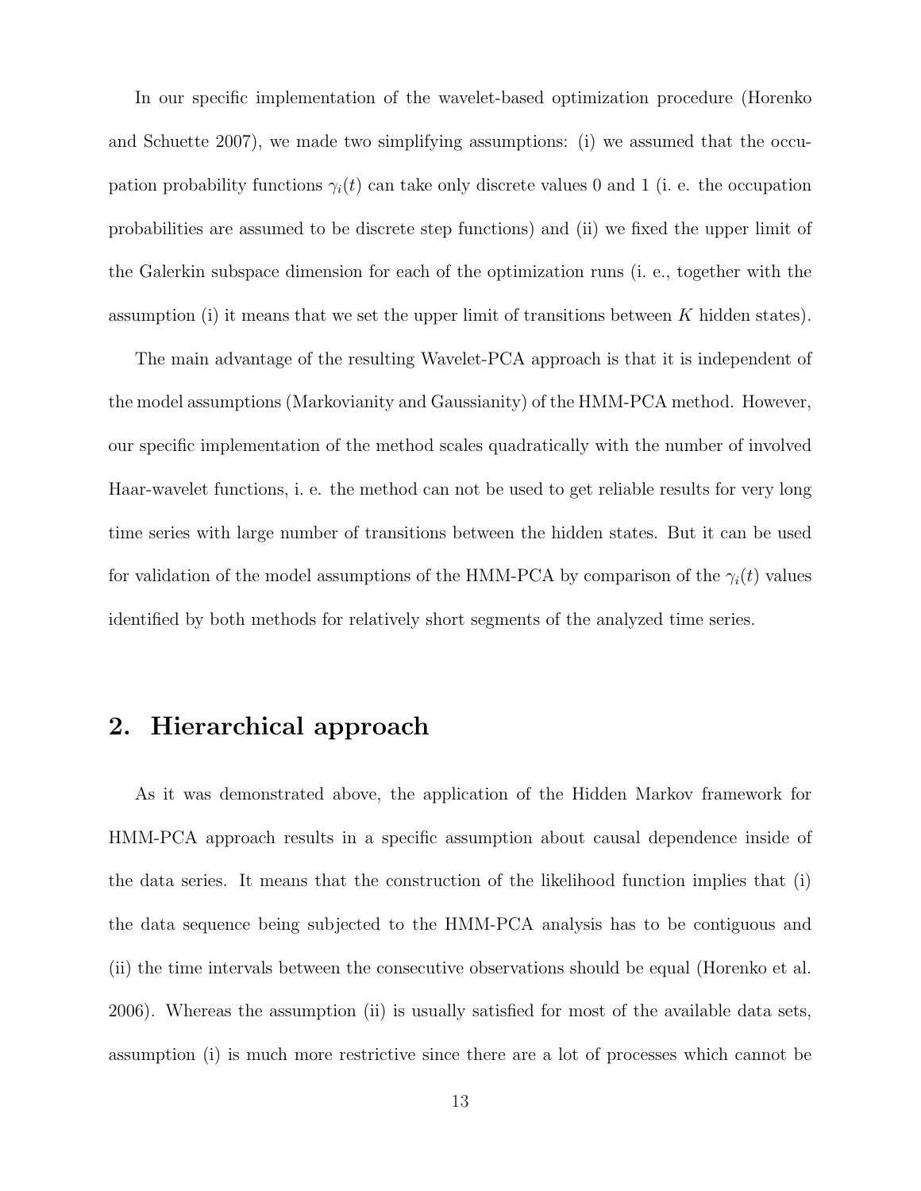In our specific implementation of the wavelet-based optimization procedure (Horenko and Schuette 2007), we made two simplifying assumptions: (i) we assumed that the occupation probability functions $\gamma_i(t)$ can take only discrete values 0 and 1 (i. e. the occupation probabilities are assumed to be discrete step functions) and (ii) we fixed the upper limit of the Galerkin subspace dimension for each of the optimization runs (i. e., together with the assumption (i) it means that we set the upper limit of transitions between $K$ hidden states).

The main advantage of the resulting Wavelet-PCA approach is that it is independent of the model assumptions (Markovianity and Gaussianity) of the HMM-PCA method. However, our specific implementation of the method scales quadratically with the number of involved Haar-wavelet functions, i. e. the method can not be used to get reliable results for very long time series with large number of transitions between the hidden states. But it can be used for validation of the model assumptions of the HMM-PCA by comparison of the $\gamma_i(t)$ values identified by both methods for relatively short segments of the analyzed time series.

## 2. Hierarchical approach

As it was demonstrated above, the application of the Hidden Markov framework for HMM-PCA approach results in a specific assumption about causal dependence inside of the data series. It means that the construction of the likelihood function implies that (i) the data sequence being subjected to the HMM-PCA analysis has to be contiguous and (ii) the time intervals between the consecutive observations should be equal (Horenko et al. 2006). Whereas the assumption (ii) is usually satisfied for most of the available data sets, assumption (i) is much more restrictive since there are a lot of processes which cannot be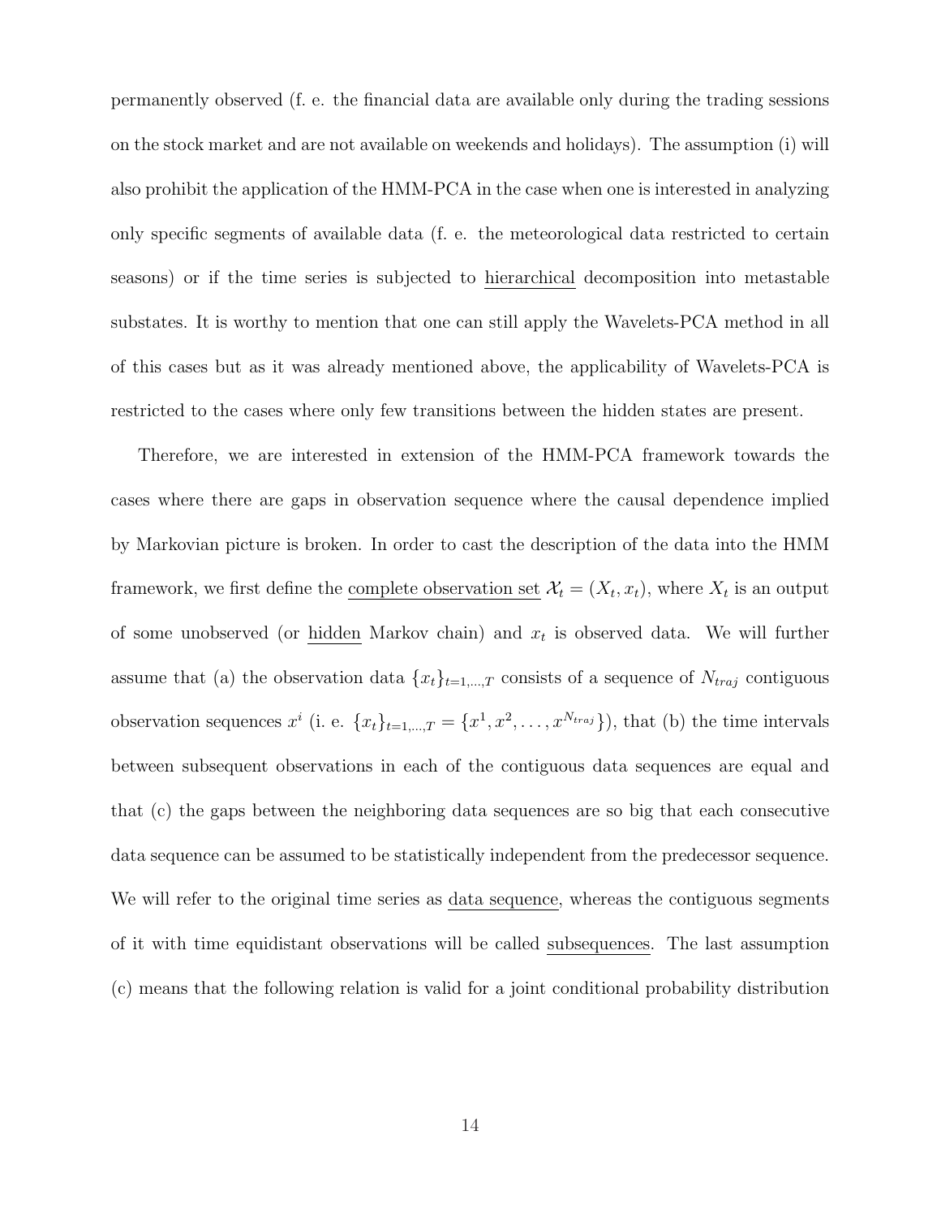permanently observed (f. e. the financial data are available only during the trading sessions on the stock market and are not available on weekends and holidays). The assumption (i) will also prohibit the application of the HMM-PCA in the case when one is interested in analyzing only specific segments of available data (f. e. the meteorological data restricted to certain seasons) or if the time series is subjected to hierarchical decomposition into metastable substates. It is worthy to mention that one can still apply the Wavelets-PCA method in all of this cases but as it was already mentioned above, the applicability of Wavelets-PCA is restricted to the cases where only few transitions between the hidden states are present.

Therefore, we are interested in extension of the HMM-PCA framework towards the cases where there are gaps in observation sequence where the causal dependence implied by Markovian picture is broken. In order to cast the description of the data into the HMM framework, we first define the complete observation set $\mathcal{X}_t = (X_t, x_t)$, where $X_t$ is an output of some unobserved (or hidden Markov chain) and $x_t$ is observed data. We will further assume that (a) the observation data $\{x_t\}_{t=1,\ldots,T}$ consists of a sequence of $N_{traj}$ contiguous observation sequences $x^i$ (i. e. $\{x_t\}_{t=1,\ldots,T} = \{x^1, x^2, \ldots, x^{N_{traj}}\}$), that (b) the time intervals between subsequent observations in each of the contiguous data sequences are equal and that (c) the gaps between the neighboring data sequences are so big that each consecutive data sequence can be assumed to be statistically independent from the predecessor sequence. We will refer to the original time series as data sequence, whereas the contiguous segments of it with time equidistant observations will be called subsequences. The last assumption (c) means that the following relation is valid for a joint conditional probability distribution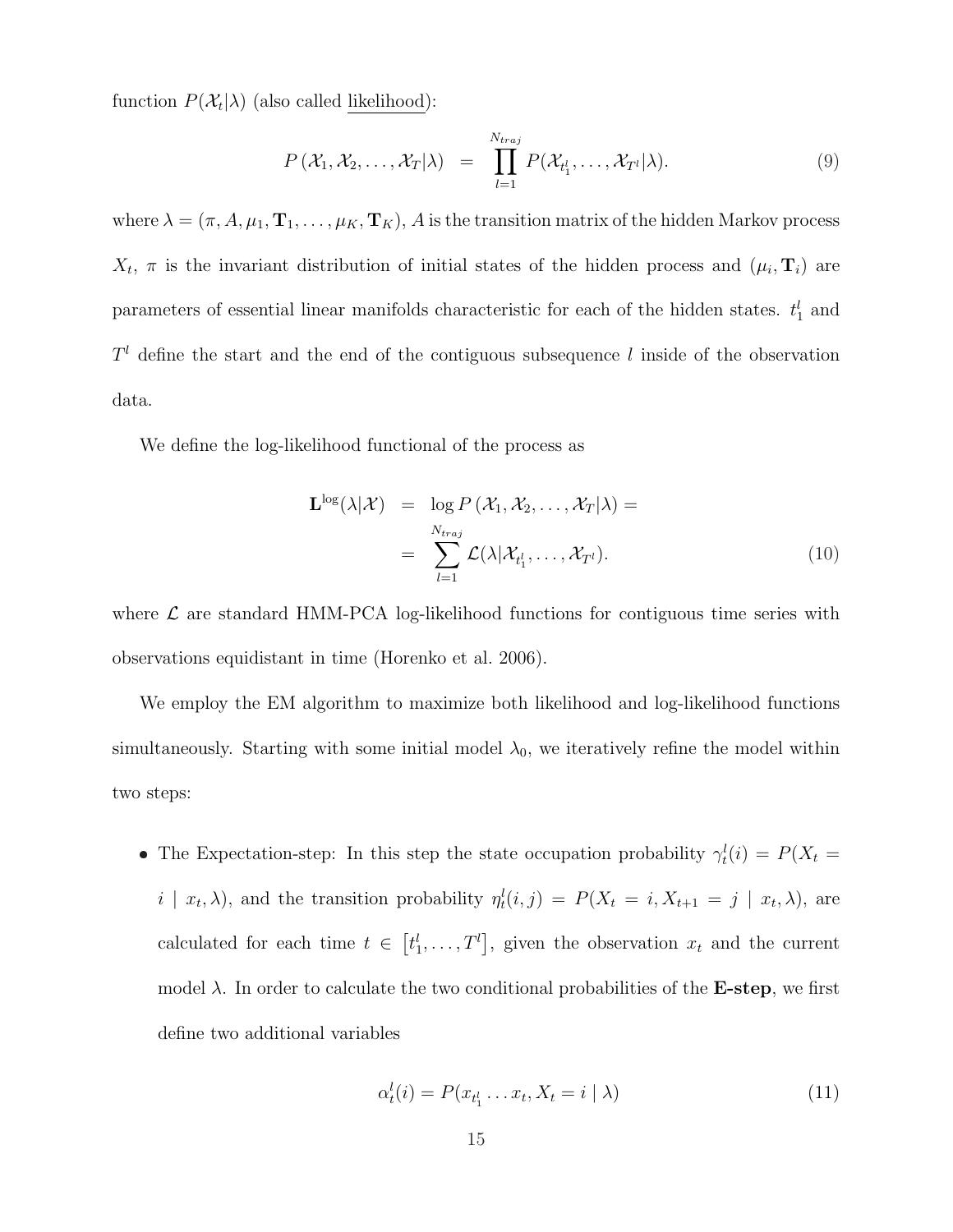function $P(\mathcal{X}_t|\lambda)$ (also called likelihood):

$$P\left(\mathcal{X}_1, \mathcal{X}_2, \ldots, \mathcal{X}_T|\lambda\right) \;=\; \prod_{l=1}^{N_{traj}} P(\mathcal{X}_{t_1^l}, \ldots, \mathcal{X}_{T^l}|\lambda). \tag{9}$$

where $\lambda = (\pi, A, \mu_1, \mathbf{T}_1, \ldots, \mu_K, \mathbf{T}_K)$, $A$ is the transition matrix of the hidden Markov process $X_t$, $\pi$ is the invariant distribution of initial states of the hidden process and $(\mu_i, \mathbf{T}_i)$ are parameters of essential linear manifolds characteristic for each of the hidden states. $t_1^l$ and $T^l$ define the start and the end of the contiguous subsequence $l$ inside of the observation data.

We define the log-likelihood functional of the process as

$$\begin{aligned}
\mathbf{L}^{\log}(\lambda|\mathcal{X}) \;&=\; \log P\left(\mathcal{X}_1, \mathcal{X}_2, \ldots, \mathcal{X}_T|\lambda\right) = \\
&=\; \sum_{l=1}^{N_{traj}} \mathcal{L}(\lambda|\mathcal{X}_{t_1^l}, \ldots, \mathcal{X}_{T^l}).
\end{aligned} \tag{10}$$

where $\mathcal{L}$ are standard HMM-PCA log-likelihood functions for contiguous time series with observations equidistant in time (Horenko et al. 2006).

We employ the EM algorithm to maximize both likelihood and log-likelihood functions simultaneously. Starting with some initial model $\lambda_0$, we iteratively refine the model within two steps:

- The Expectation-step: In this step the state occupation probability $\gamma_t^l(i) = P(X_t = i \mid x_t, \lambda)$, and the transition probability $\eta_t^l(i,j) = P(X_t = i, X_{t+1} = j \mid x_t, \lambda)$, are calculated for each time $t \in \left[t_1^l, \ldots, T^l\right]$, given the observation $x_t$ and the current model $\lambda$. In order to calculate the two conditional probabilities of the **E-step**, we first define two additional variables

$$\alpha_t^l(i) = P(x_{t_1^l} \ldots x_t, X_t = i \mid \lambda) \tag{11}$$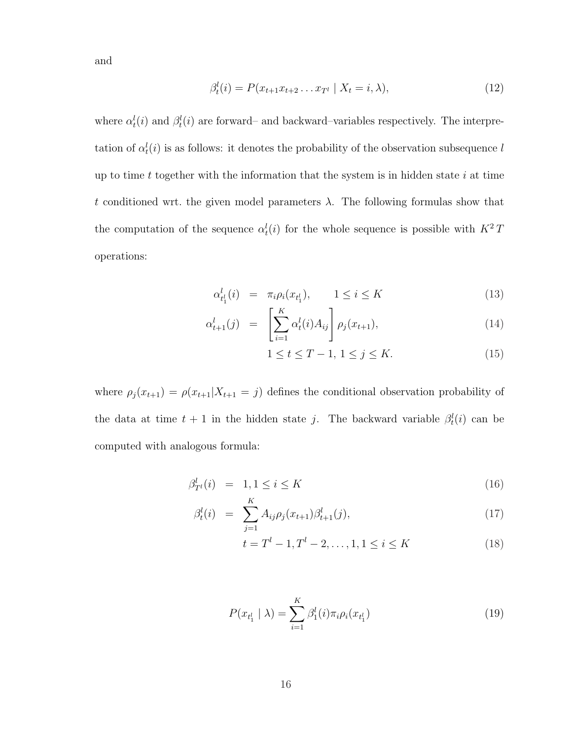and

$$\beta_t^l(i) = P(x_{t+1}x_{t+2}\dots x_{T^l} \mid X_t = i, \lambda), \tag{12}$$

where $\alpha_t^l(i)$ and $\beta_t^l(i)$ are forward– and backward–variables respectively. The interpretation of $\alpha_t^l(i)$ is as follows: it denotes the probability of the observation subsequence $l$ up to time $t$ together with the information that the system is in hidden state $i$ at time $t$ conditioned wrt. the given model parameters $\lambda$. The following formulas show that the computation of the sequence $\alpha_t^l(i)$ for the whole sequence is possible with $K^2 T$ operations:

$$\alpha_{t_1^l}^l(i) = \pi_i \rho_i(x_{t_1^l}), \qquad 1 \le i \le K \tag{13}$$

$$\alpha_{t+1}^l(j) = \left[\sum_{i=1}^{K} \alpha_t^l(i) A_{ij}\right] \rho_j(x_{t+1}), \tag{14}$$

$$1 \le t \le T-1,\ 1 \le j \le K. \tag{15}$$

where $\rho_j(x_{t+1}) = \rho(x_{t+1}|X_{t+1} = j)$ defines the conditional observation probability of the data at time $t+1$ in the hidden state $j$. The backward variable $\beta_t^l(i)$ can be computed with analogous formula:

$$\beta_{T^l}^l(i) = 1, 1 \le i \le K \tag{16}$$

$$\beta_t^l(i) = \sum_{j=1}^{K} A_{ij} \rho_j(x_{t+1}) \beta_{t+1}^l(j), \tag{17}$$

$$t = T^l - 1, T^l - 2, \dots, 1, 1 \le i \le K \tag{18}$$

$$P(x_{t_1^l} \mid \lambda) = \sum_{i=1}^{K} \beta_1^l(i) \pi_i \rho_i(x_{t_1^l}) \tag{19}$$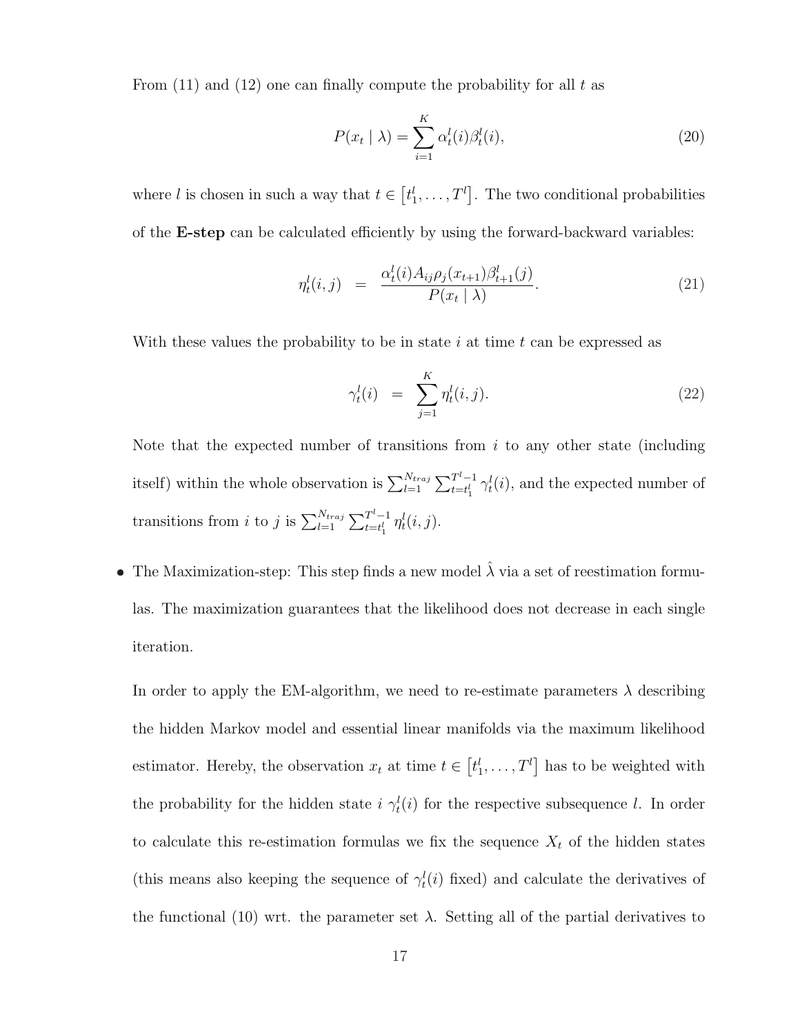From (11) and (12) one can finally compute the probability for all $t$ as

$$P(x_t \mid \lambda) = \sum_{i=1}^{K} \alpha_t^l(i)\beta_t^l(i), \tag{20}$$

where $l$ is chosen in such a way that $t \in \left[t_1^l, \ldots, T^l\right]$. The two conditional probabilities of the **E-step** can be calculated efficiently by using the forward-backward variables:

$$\eta_t^l(i,j) \;\; = \;\; \frac{\alpha_t^l(i)A_{ij}\rho_j(x_{t+1})\beta_{t+1}^l(j)}{P(x_t \mid \lambda)}. \tag{21}$$

With these values the probability to be in state $i$ at time $t$ can be expressed as

$$\gamma_t^l(i) \;\; = \;\; \sum_{j=1}^{K} \eta_t^l(i,j). \tag{22}$$

Note that the expected number of transitions from $i$ to any other state (including itself) within the whole observation is $\sum_{l=1}^{N_{traj}} \sum_{t=t_1^l}^{T^l-1} \gamma_t^l(i)$, and the expected number of transitions from $i$ to $j$ is $\sum_{l=1}^{N_{traj}} \sum_{t=t_1^l}^{T^l-1} \eta_t^l(i,j)$.

- The Maximization-step: This step finds a new model $\hat{\lambda}$ via a set of reestimation formulas. The maximization guarantees that the likelihood does not decrease in each single iteration.

  In order to apply the EM-algorithm, we need to re-estimate parameters $\lambda$ describing the hidden Markov model and essential linear manifolds via the maximum likelihood estimator. Hereby, the observation $x_t$ at time $t \in \left[t_1^l, \ldots, T^l\right]$ has to be weighted with the probability for the hidden state $i$ $\gamma_t^l(i)$ for the respective subsequence $l$. In order to calculate this re-estimation formulas we fix the sequence $X_t$ of the hidden states (this means also keeping the sequence of $\gamma_t^l(i)$ fixed) and calculate the derivatives of the functional (10) wrt. the parameter set $\lambda$. Setting all of the partial derivatives to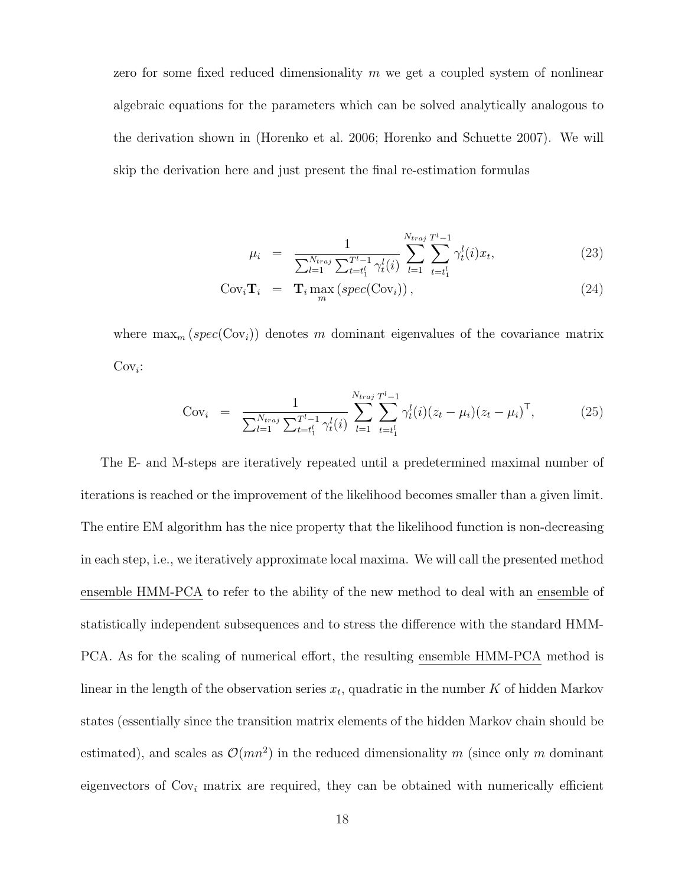zero for some fixed reduced dimensionality $m$ we get a coupled system of nonlinear algebraic equations for the parameters which can be solved analytically analogous to the derivation shown in (Horenko et al. 2006; Horenko and Schuette 2007). We will skip the derivation here and just present the final re-estimation formulas

$$
\begin{aligned}
\mu_i &= \frac{1}{\sum_{l=1}^{N_{traj}} \sum_{t=t_1^l}^{T^l-1} \gamma_t^l(i)} \sum_{l=1}^{N_{traj}} \sum_{t=t_1^l}^{T^l-1} \gamma_t^l(i) x_t, && (23) \\
\mathrm{Cov}_i \mathbf{T}_i &= \mathbf{T}_i \max_m \left( spec(\mathrm{Cov}_i) \right), && (24)
\end{aligned}
$$

where $\max_m \left( spec(\mathrm{Cov}_i) \right)$ denotes $m$ dominant eigenvalues of the covariance matrix $\mathrm{Cov}_i$:

$$
\mathrm{Cov}_i = \frac{1}{\sum_{l=1}^{N_{traj}} \sum_{t=t_1^l}^{T^l-1} \gamma_t^l(i)} \sum_{l=1}^{N_{traj}} \sum_{t=t_1^l}^{T^l-1} \gamma_t^l(i) (z_t - \mu_i)(z_t - \mu_i)^{\mathsf{T}}, \quad (25)
$$

The E- and M-steps are iteratively repeated until a predetermined maximal number of iterations is reached or the improvement of the likelihood becomes smaller than a given limit. The entire EM algorithm has the nice property that the likelihood function is non-decreasing in each step, i.e., we iteratively approximate local maxima. We will call the presented method ensemble HMM-PCA to refer to the ability of the new method to deal with an ensemble of statistically independent subsequences and to stress the difference with the standard HMM-PCA. As for the scaling of numerical effort, the resulting ensemble HMM-PCA method is linear in the length of the observation series $x_t$, quadratic in the number $K$ of hidden Markov states (essentially since the transition matrix elements of the hidden Markov chain should be estimated), and scales as $\mathcal{O}(mn^2)$ in the reduced dimensionality $m$ (since only $m$ dominant eigenvectors of $\mathrm{Cov}_i$ matrix are required, they can be obtained with numerically efficient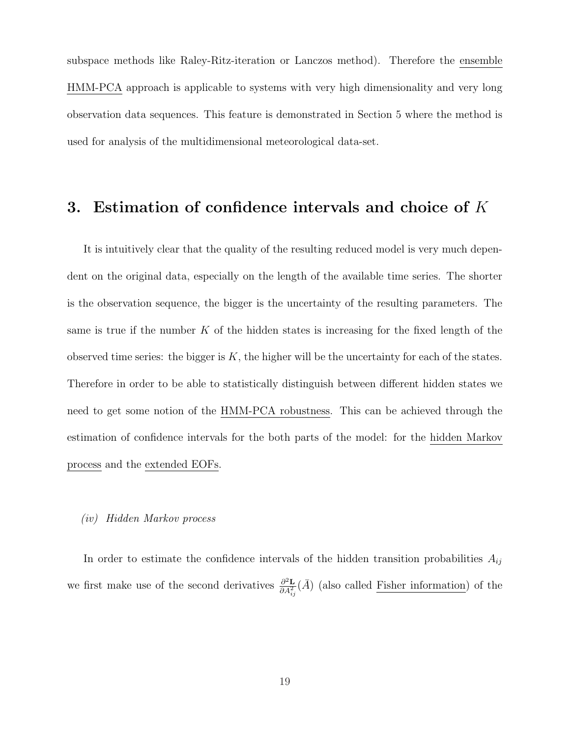subspace methods like Raley-Ritz-iteration or Lanczos method). Therefore the ensemble HMM-PCA approach is applicable to systems with very high dimensionality and very long observation data sequences. This feature is demonstrated in Section 5 where the method is used for analysis of the multidimensional meteorological data-set.

## 3. Estimation of confidence intervals and choice of $K$

It is intuitively clear that the quality of the resulting reduced model is very much dependent on the original data, especially on the length of the available time series. The shorter is the observation sequence, the bigger is the uncertainty of the resulting parameters. The same is true if the number $K$ of the hidden states is increasing for the fixed length of the observed time series: the bigger is $K$, the higher will be the uncertainty for each of the states. Therefore in order to be able to statistically distinguish between different hidden states we need to get some notion of the HMM-PCA robustness. This can be achieved through the estimation of confidence intervals for the both parts of the model: for the hidden Markov process and the extended EOFs.

*(iv) Hidden Markov process*

In order to estimate the confidence intervals of the hidden transition probabilities $A_{ij}$ we first make use of the second derivatives $\frac{\partial^2 \mathbf{L}}{\partial A_{ij}^2}(\bar{A})$ (also called Fisher information) of the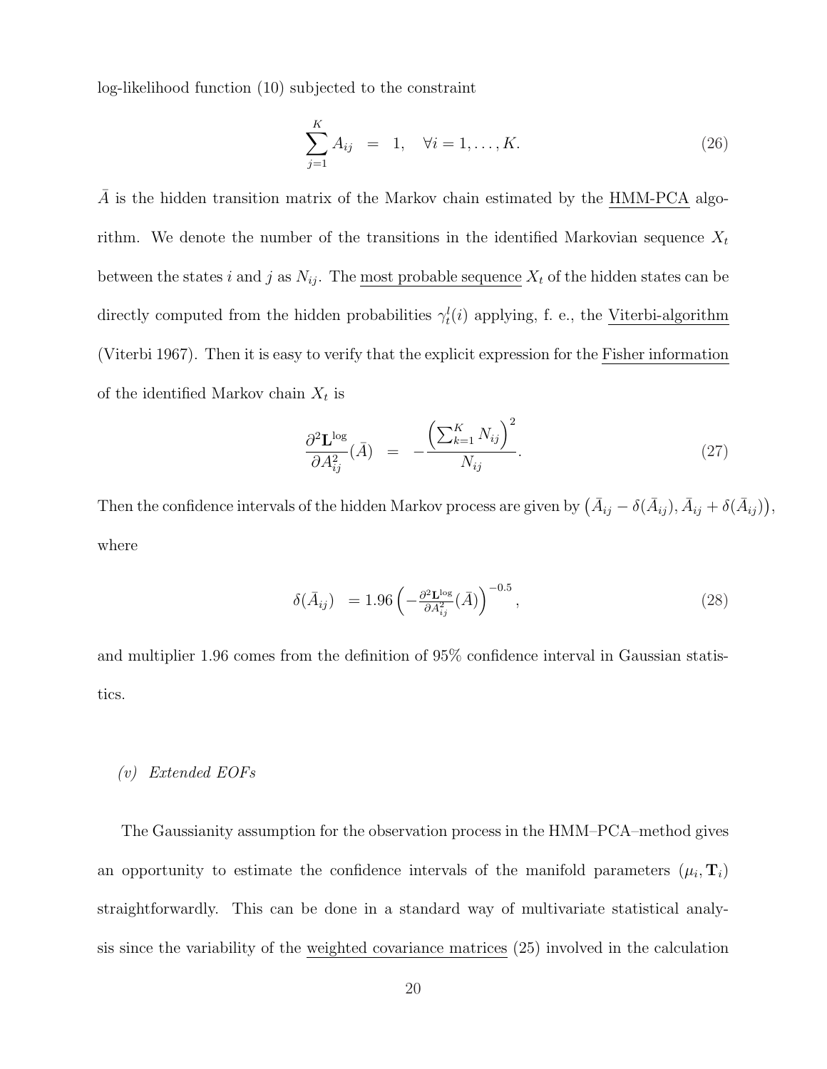log-likelihood function (10) subjected to the constraint

$$\sum_{j=1}^{K} A_{ij} \;\; = \;\; 1, \quad \forall i = 1, \ldots, K. \tag{26}$$

$\bar{A}$ is the hidden transition matrix of the Markov chain estimated by the HMM-PCA algorithm. We denote the number of the transitions in the identified Markovian sequence $X_t$ between the states $i$ and $j$ as $N_{ij}$. The most probable sequence $X_t$ of the hidden states can be directly computed from the hidden probabilities $\gamma_t^l(i)$ applying, f. e., the Viterbi-algorithm (Viterbi 1967). Then it is easy to verify that the explicit expression for the Fisher information of the identified Markov chain $X_t$ is

$$\frac{\partial^2 \mathbf{L}^{\log}}{\partial A_{ij}^2}(\bar{A}) \;\; = \;\; -\frac{\left(\sum_{k=1}^{K} N_{ij}\right)^2}{N_{ij}}. \tag{27}$$

Then the confidence intervals of the hidden Markov process are given by $\left(\bar{A}_{ij} - \delta(\bar{A}_{ij}), \bar{A}_{ij} + \delta(\bar{A}_{ij})\right)$, where

$$\delta(\bar{A}_{ij}) \;\; = 1.96 \left(-\frac{\partial^2 \mathbf{L}^{\log}}{\partial A_{ij}^2}(\bar{A})\right)^{-0.5}, \tag{28}$$

and multiplier 1.96 comes from the definition of 95% confidence interval in Gaussian statistics.

### *(v) Extended EOFs*

The Gaussianity assumption for the observation process in the HMM–PCA–method gives an opportunity to estimate the confidence intervals of the manifold parameters $(\mu_i, \mathbf{T}_i)$ straightforwardly. This can be done in a standard way of multivariate statistical analysis since the variability of the weighted covariance matrices (25) involved in the calculation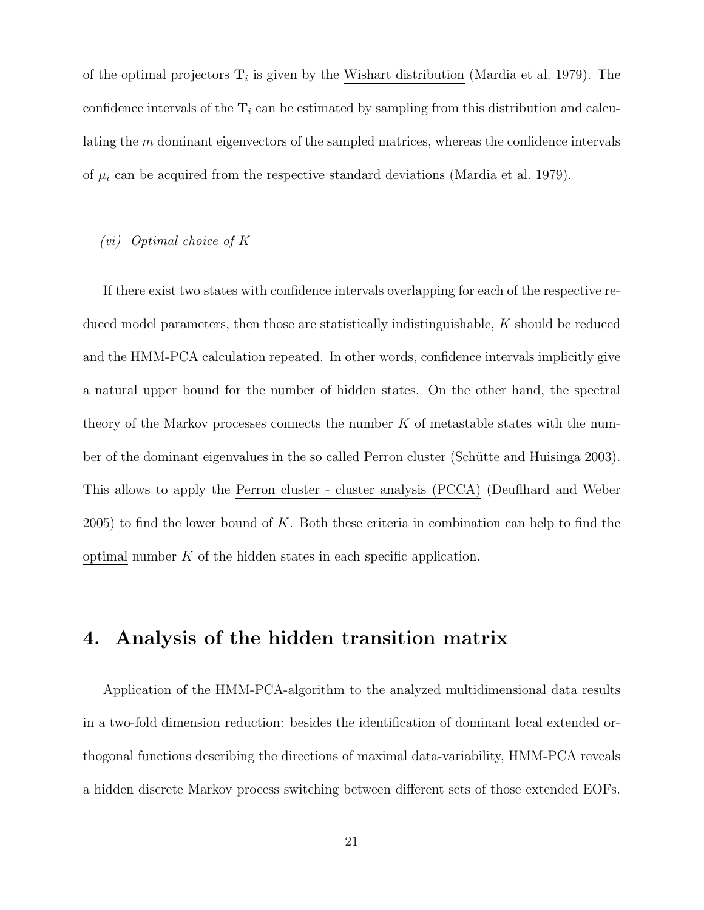of the optimal projectors $\mathbf{T}_i$ is given by the Wishart distribution (Mardia et al. 1979). The confidence intervals of the $\mathbf{T}_i$ can be estimated by sampling from this distribution and calculating the $m$ dominant eigenvectors of the sampled matrices, whereas the confidence intervals of $\mu_i$ can be acquired from the respective standard deviations (Mardia et al. 1979).

*(vi) Optimal choice of $K$*

If there exist two states with confidence intervals overlapping for each of the respective reduced model parameters, then those are statistically indistinguishable, $K$ should be reduced and the HMM-PCA calculation repeated. In other words, confidence intervals implicitly give a natural upper bound for the number of hidden states. On the other hand, the spectral theory of the Markov processes connects the number $K$ of metastable states with the number of the dominant eigenvalues in the so called Perron cluster (Schütte and Huisinga 2003). This allows to apply the Perron cluster - cluster analysis (PCCA) (Deuflhard and Weber 2005) to find the lower bound of $K$. Both these criteria in combination can help to find the optimal number $K$ of the hidden states in each specific application.

## 4. Analysis of the hidden transition matrix

Application of the HMM-PCA-algorithm to the analyzed multidimensional data results in a two-fold dimension reduction: besides the identification of dominant local extended orthogonal functions describing the directions of maximal data-variability, HMM-PCA reveals a hidden discrete Markov process switching between different sets of those extended EOFs.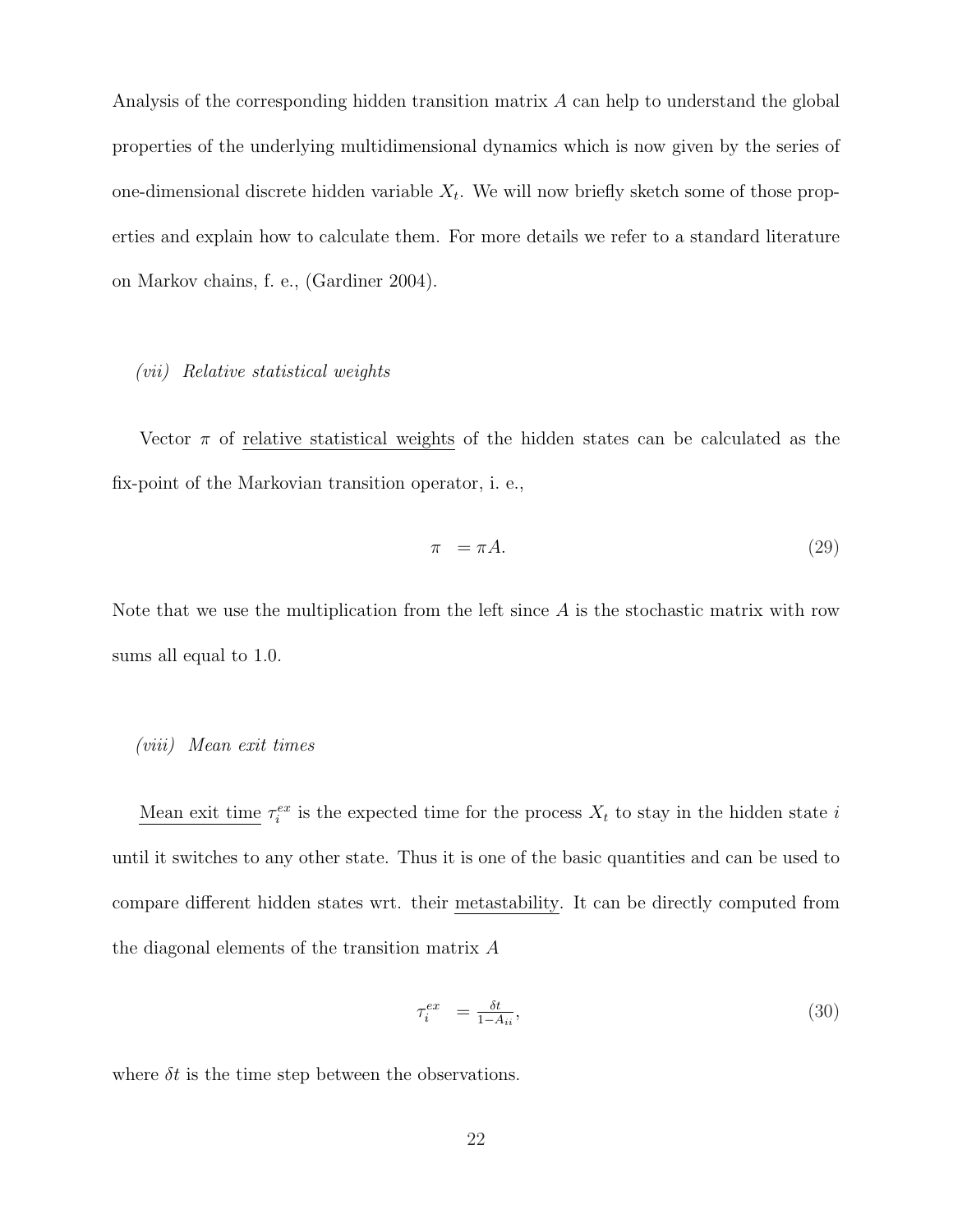Analysis of the corresponding hidden transition matrix $A$ can help to understand the global properties of the underlying multidimensional dynamics which is now given by the series of one-dimensional discrete hidden variable $X_t$. We will now briefly sketch some of those properties and explain how to calculate them. For more details we refer to a standard literature on Markov chains, f. e., (Gardiner 2004).

*(vii) Relative statistical weights*

Vector $\pi$ of <u>relative statistical weights</u> of the hidden states can be calculated as the fix-point of the Markovian transition operator, i. e.,

$$\pi = \pi A. \tag{29}$$

Note that we use the multiplication from the left since $A$ is the stochastic matrix with row sums all equal to 1.0.

*(viii) Mean exit times*

<u>Mean exit time</u> $\tau_i^{ex}$ is the expected time for the process $X_t$ to stay in the hidden state $i$ until it switches to any other state. Thus it is one of the basic quantities and can be used to compare different hidden states wrt. their <u>metastability</u>. It can be directly computed from the diagonal elements of the transition matrix $A$

$$\tau_i^{ex} = \frac{\delta t}{1 - A_{ii}}, \tag{30}$$

where $\delta t$ is the time step between the observations.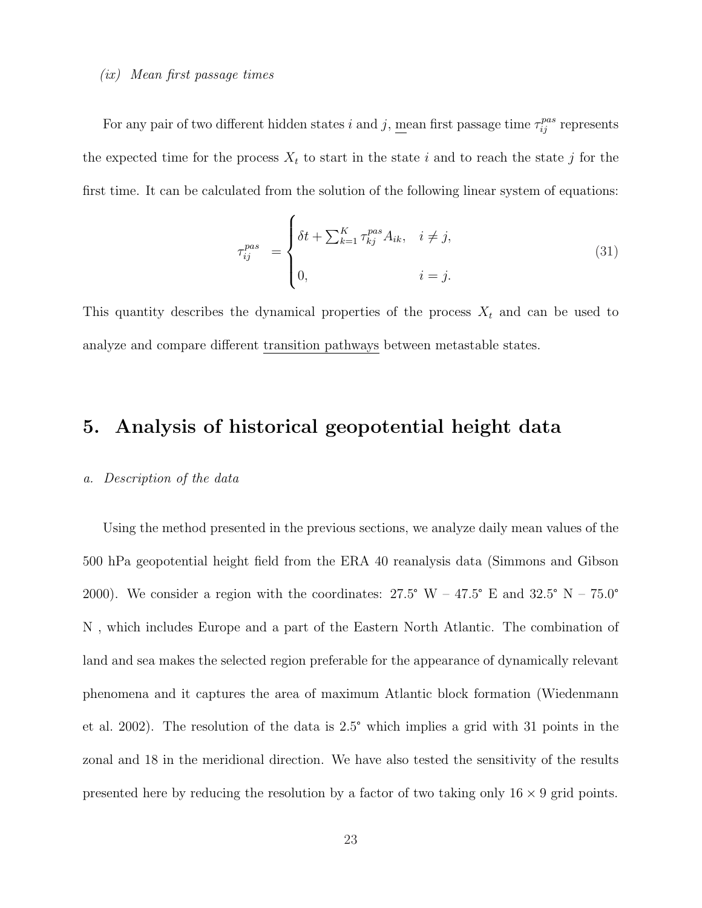*(ix) Mean first passage times*

For any pair of two different hidden states $i$ and $j$, mean first passage time $\tau_{ij}^{pas}$ represents the expected time for the process $X_t$ to start in the state $i$ and to reach the state $j$ for the first time. It can be calculated from the solution of the following linear system of equations:

$$\tau_{ij}^{pas} = \begin{cases} \delta t + \sum_{k=1}^{K} \tau_{kj}^{pas} A_{ik}, & i \neq j, \\ 0, & i = j. \end{cases} \tag{31}$$

This quantity describes the dynamical properties of the process $X_t$ and can be used to analyze and compare different transition pathways between metastable states.

## 5. Analysis of historical geopotential height data

*a. Description of the data*

Using the method presented in the previous sections, we analyze daily mean values of the 500 hPa geopotential height field from the ERA 40 reanalysis data (Simmons and Gibson 2000). We consider a region with the coordinates: 27.5° W – 47.5° E and 32.5° N – 75.0° N , which includes Europe and a part of the Eastern North Atlantic. The combination of land and sea makes the selected region preferable for the appearance of dynamically relevant phenomena and it captures the area of maximum Atlantic block formation (Wiedenmann et al. 2002). The resolution of the data is 2.5° which implies a grid with 31 points in the zonal and 18 in the meridional direction. We have also tested the sensitivity of the results presented here by reducing the resolution by a factor of two taking only $16 \times 9$ grid points.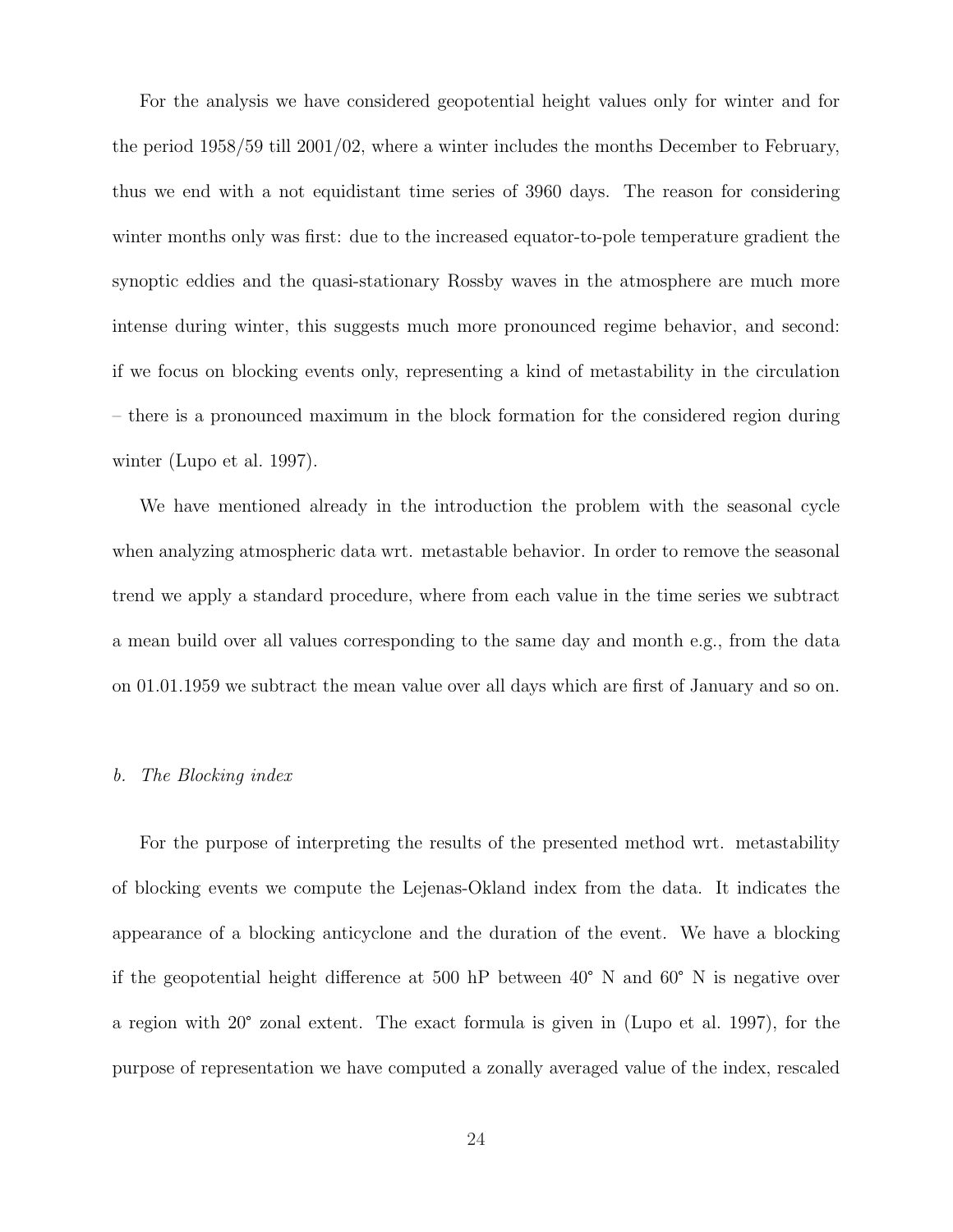For the analysis we have considered geopotential height values only for winter and for the period 1958/59 till 2001/02, where a winter includes the months December to February, thus we end with a not equidistant time series of 3960 days. The reason for considering winter months only was first: due to the increased equator-to-pole temperature gradient the synoptic eddies and the quasi-stationary Rossby waves in the atmosphere are much more intense during winter, this suggests much more pronounced regime behavior, and second: if we focus on blocking events only, representing a kind of metastability in the circulation – there is a pronounced maximum in the block formation for the considered region during winter (Lupo et al. 1997).

We have mentioned already in the introduction the problem with the seasonal cycle when analyzing atmospheric data wrt. metastable behavior. In order to remove the seasonal trend we apply a standard procedure, where from each value in the time series we subtract a mean build over all values corresponding to the same day and month e.g., from the data on 01.01.1959 we subtract the mean value over all days which are first of January and so on.

### *b. The Blocking index*

For the purpose of interpreting the results of the presented method wrt. metastability of blocking events we compute the Lejenas-Okland index from the data. It indicates the appearance of a blocking anticyclone and the duration of the event. We have a blocking if the geopotential height difference at 500 hP between 40° N and 60° N is negative over a region with 20° zonal extent. The exact formula is given in (Lupo et al. 1997), for the purpose of representation we have computed a zonally averaged value of the index, rescaled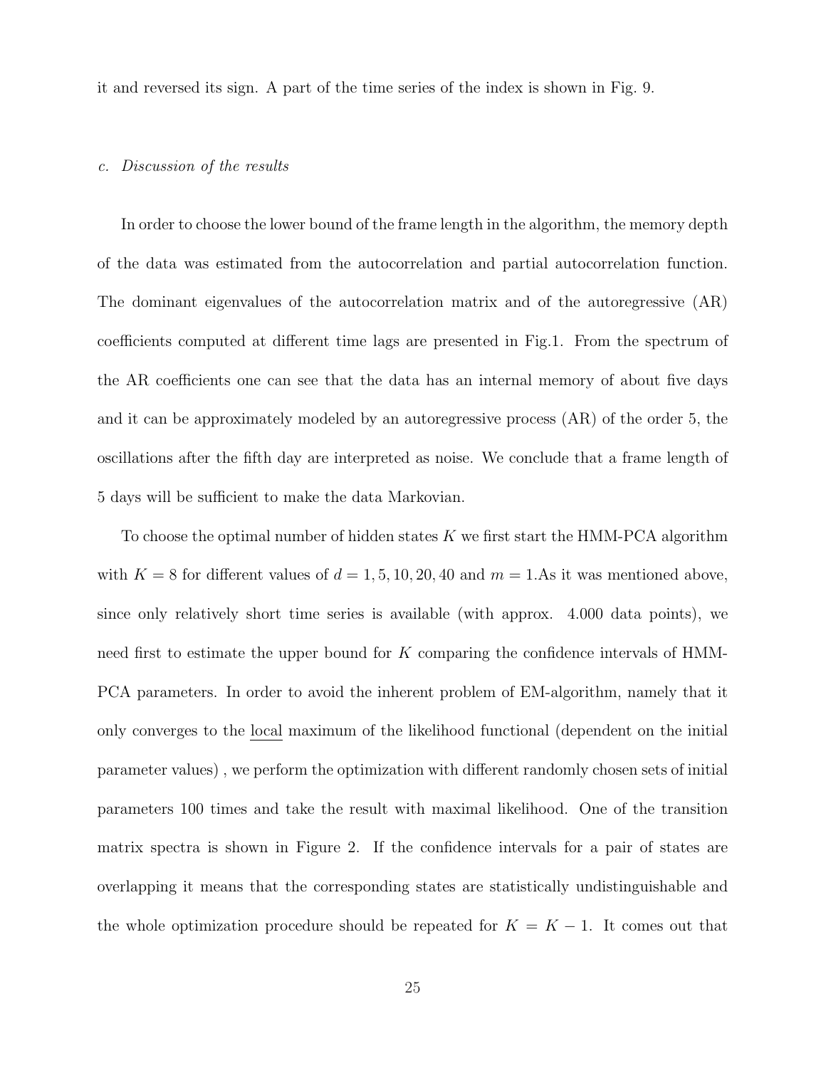it and reversed its sign. A part of the time series of the index is shown in Fig. 9.

### *c. Discussion of the results*

In order to choose the lower bound of the frame length in the algorithm, the memory depth of the data was estimated from the autocorrelation and partial autocorrelation function. The dominant eigenvalues of the autocorrelation matrix and of the autoregressive (AR) coefficients computed at different time lags are presented in Fig.1. From the spectrum of the AR coefficients one can see that the data has an internal memory of about five days and it can be approximately modeled by an autoregressive process (AR) of the order 5, the oscillations after the fifth day are interpreted as noise. We conclude that a frame length of 5 days will be sufficient to make the data Markovian.

To choose the optimal number of hidden states $K$ we first start the HMM-PCA algorithm with $K = 8$ for different values of $d = 1, 5, 10, 20, 40$ and $m = 1$.As it was mentioned above, since only relatively short time series is available (with approx. 4.000 data points), we need first to estimate the upper bound for $K$ comparing the confidence intervals of HMM-PCA parameters. In order to avoid the inherent problem of EM-algorithm, namely that it only converges to the local maximum of the likelihood functional (dependent on the initial parameter values) , we perform the optimization with different randomly chosen sets of initial parameters 100 times and take the result with maximal likelihood. One of the transition matrix spectra is shown in Figure 2. If the confidence intervals for a pair of states are overlapping it means that the corresponding states are statistically undistinguishable and the whole optimization procedure should be repeated for $K = K - 1$. It comes out that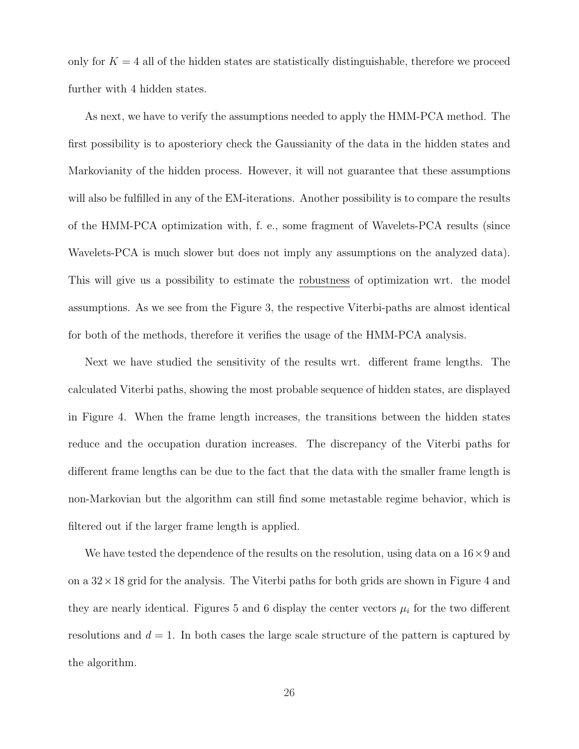only for $K = 4$ all of the hidden states are statistically distinguishable, therefore we proceed further with 4 hidden states.

As next, we have to verify the assumptions needed to apply the HMM-PCA method. The first possibility is to aposteriory check the Gaussianity of the data in the hidden states and Markovianity of the hidden process. However, it will not guarantee that these assumptions will also be fulfilled in any of the EM-iterations. Another possibility is to compare the results of the HMM-PCA optimization with, f. e., some fragment of Wavelets-PCA results (since Wavelets-PCA is much slower but does not imply any assumptions on the analyzed data). This will give us a possibility to estimate the <u>robustness</u> of optimization wrt. the model assumptions. As we see from the Figure 3, the respective Viterbi-paths are almost identical for both of the methods, therefore it verifies the usage of the HMM-PCA analysis.

Next we have studied the sensitivity of the results wrt. different frame lengths. The calculated Viterbi paths, showing the most probable sequence of hidden states, are displayed in Figure 4. When the frame length increases, the transitions between the hidden states reduce and the occupation duration increases. The discrepancy of the Viterbi paths for different frame lengths can be due to the fact that the data with the smaller frame length is non-Markovian but the algorithm can still find some metastable regime behavior, which is filtered out if the larger frame length is applied.

We have tested the dependence of the results on the resolution, using data on a $16 \times 9$ and on a $32 \times 18$ grid for the analysis. The Viterbi paths for both grids are shown in Figure 4 and they are nearly identical. Figures 5 and 6 display the center vectors $\mu_i$ for the two different resolutions and $d = 1$. In both cases the large scale structure of the pattern is captured by the algorithm.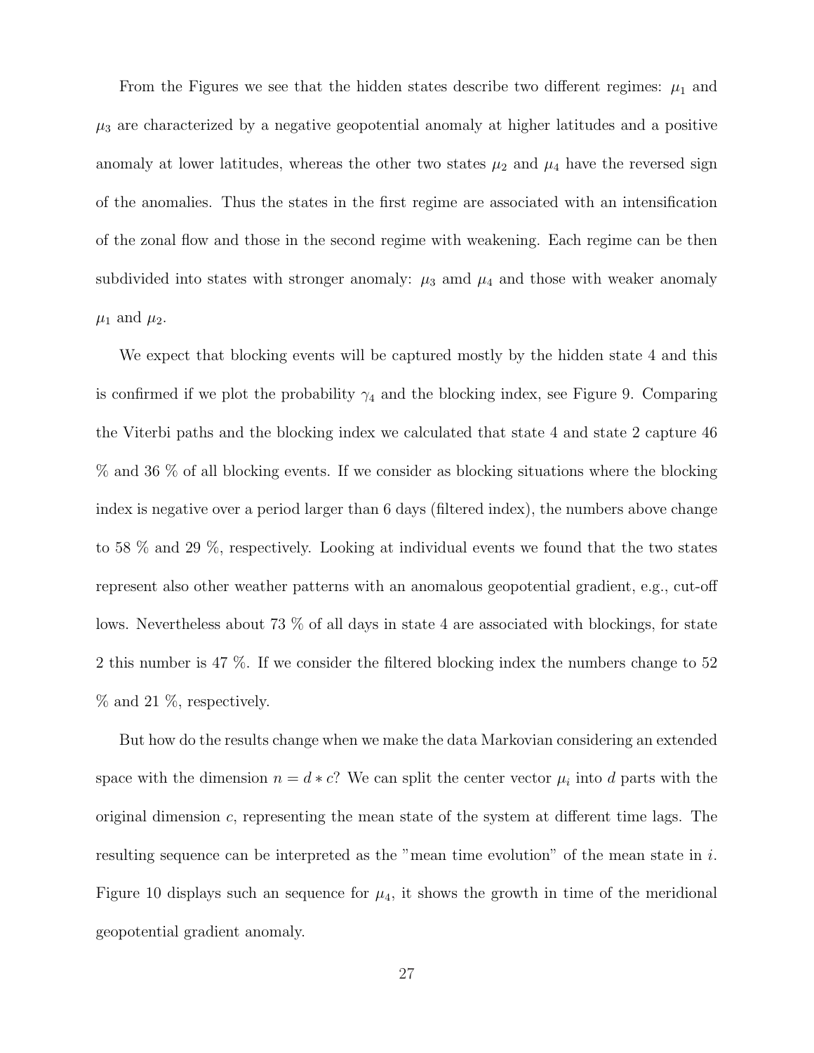From the Figures we see that the hidden states describe two different regimes: $\mu_1$ and $\mu_3$ are characterized by a negative geopotential anomaly at higher latitudes and a positive anomaly at lower latitudes, whereas the other two states $\mu_2$ and $\mu_4$ have the reversed sign of the anomalies. Thus the states in the first regime are associated with an intensification of the zonal flow and those in the second regime with weakening. Each regime can be then subdivided into states with stronger anomaly: $\mu_3$ amd $\mu_4$ and those with weaker anomaly $\mu_1$ and $\mu_2$.

We expect that blocking events will be captured mostly by the hidden state 4 and this is confirmed if we plot the probability $\gamma_4$ and the blocking index, see Figure 9. Comparing the Viterbi paths and the blocking index we calculated that state 4 and state 2 capture 46 % and 36 % of all blocking events. If we consider as blocking situations where the blocking index is negative over a period larger than 6 days (filtered index), the numbers above change to 58 % and 29 %, respectively. Looking at individual events we found that the two states represent also other weather patterns with an anomalous geopotential gradient, e.g., cut-off lows. Nevertheless about 73 % of all days in state 4 are associated with blockings, for state 2 this number is 47 %. If we consider the filtered blocking index the numbers change to 52 % and 21 %, respectively.

But how do the results change when we make the data Markovian considering an extended space with the dimension $n = d * c$? We can split the center vector $\mu_i$ into $d$ parts with the original dimension $c$, representing the mean state of the system at different time lags. The resulting sequence can be interpreted as the "mean time evolution" of the mean state in $i$. Figure 10 displays such an sequence for $\mu_4$, it shows the growth in time of the meridional geopotential gradient anomaly.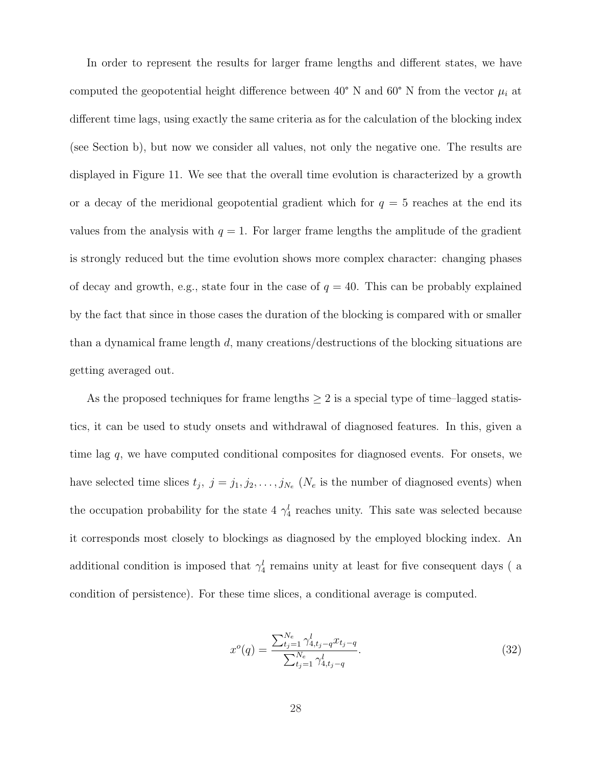In order to represent the results for larger frame lengths and different states, we have computed the geopotential height difference between 40° N and 60° N from the vector $\mu_i$ at different time lags, using exactly the same criteria as for the calculation of the blocking index (see Section b), but now we consider all values, not only the negative one. The results are displayed in Figure 11. We see that the overall time evolution is characterized by a growth or a decay of the meridional geopotential gradient which for $q = 5$ reaches at the end its values from the analysis with $q = 1$. For larger frame lengths the amplitude of the gradient is strongly reduced but the time evolution shows more complex character: changing phases of decay and growth, e.g., state four in the case of $q = 40$. This can be probably explained by the fact that since in those cases the duration of the blocking is compared with or smaller than a dynamical frame length $d$, many creations/destructions of the blocking situations are getting averaged out.

As the proposed techniques for frame lengths $\geq 2$ is a special type of time–lagged statistics, it can be used to study onsets and withdrawal of diagnosed features. In this, given a time lag $q$, we have computed conditional composites for diagnosed events. For onsets, we have selected time slices $t_j,\ j = j_1, j_2, \ldots, j_{N_e}$ ($N_e$ is the number of diagnosed events) when the occupation probability for the state 4 $\gamma_4^l$ reaches unity. This sate was selected because it corresponds most closely to blockings as diagnosed by the employed blocking index. An additional condition is imposed that $\gamma_4^l$ remains unity at least for five consequent days ( a condition of persistence). For these time slices, a conditional average is computed.

$$x^o(q) = \frac{\sum_{t_j=1}^{N_e} \gamma_{4,t_j-q}^l x_{t_j-q}}{\sum_{t_j=1}^{N_e} \gamma_{4,t_j-q}^l}. \tag{32}$$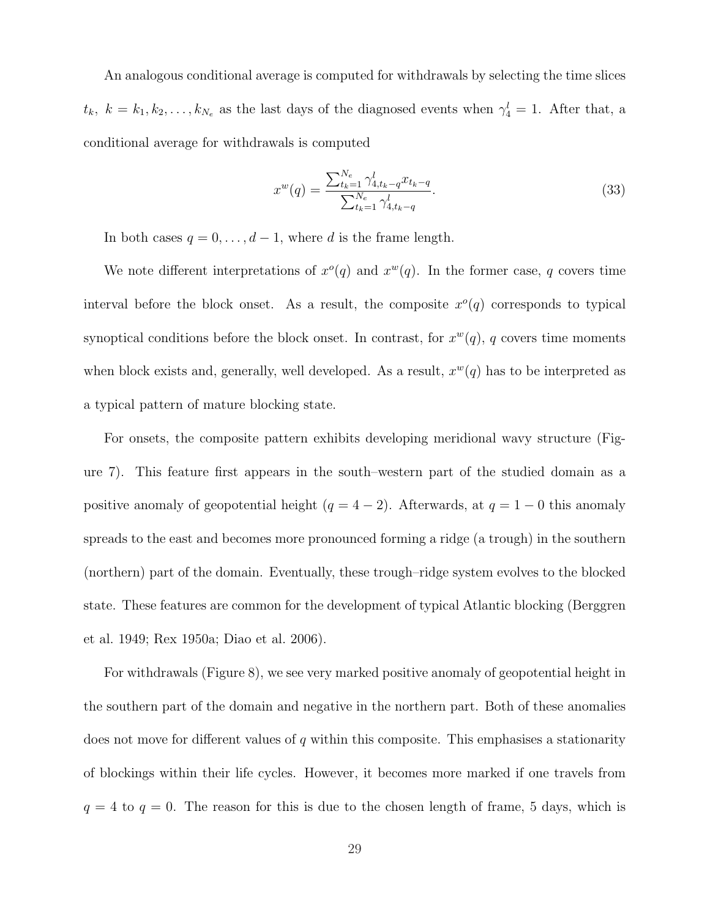An analogous conditional average is computed for withdrawals by selecting the time slices $t_k,\ k = k_1, k_2, \ldots, k_{N_e}$ as the last days of the diagnosed events when $\gamma_4^l = 1$. After that, a conditional average for withdrawals is computed

$$x^w(q) = \frac{\sum_{t_k=1}^{N_e} \gamma^l_{4,t_k-q} x_{t_k-q}}{\sum_{t_k=1}^{N_e} \gamma^l_{4,t_k-q}}. \tag{33}$$

In both cases $q = 0, \ldots, d-1$, where $d$ is the frame length.

We note different interpretations of $x^o(q)$ and $x^w(q)$. In the former case, $q$ covers time interval before the block onset. As a result, the composite $x^o(q)$ corresponds to typical synoptical conditions before the block onset. In contrast, for $x^w(q)$, $q$ covers time moments when block exists and, generally, well developed. As a result, $x^w(q)$ has to be interpreted as a typical pattern of mature blocking state.

For onsets, the composite pattern exhibits developing meridional wavy structure (Figure 7). This feature first appears in the south–western part of the studied domain as a positive anomaly of geopotential height ($q = 4-2$). Afterwards, at $q = 1-0$ this anomaly spreads to the east and becomes more pronounced forming a ridge (a trough) in the southern (northern) part of the domain. Eventually, these trough–ridge system evolves to the blocked state. These features are common for the development of typical Atlantic blocking (Berggren et al. 1949; Rex 1950a; Diao et al. 2006).

For withdrawals (Figure 8), we see very marked positive anomaly of geopotential height in the southern part of the domain and negative in the northern part. Both of these anomalies does not move for different values of $q$ within this composite. This emphasises a stationarity of blockings within their life cycles. However, it becomes more marked if one travels from $q = 4$ to $q = 0$. The reason for this is due to the chosen length of frame, 5 days, which is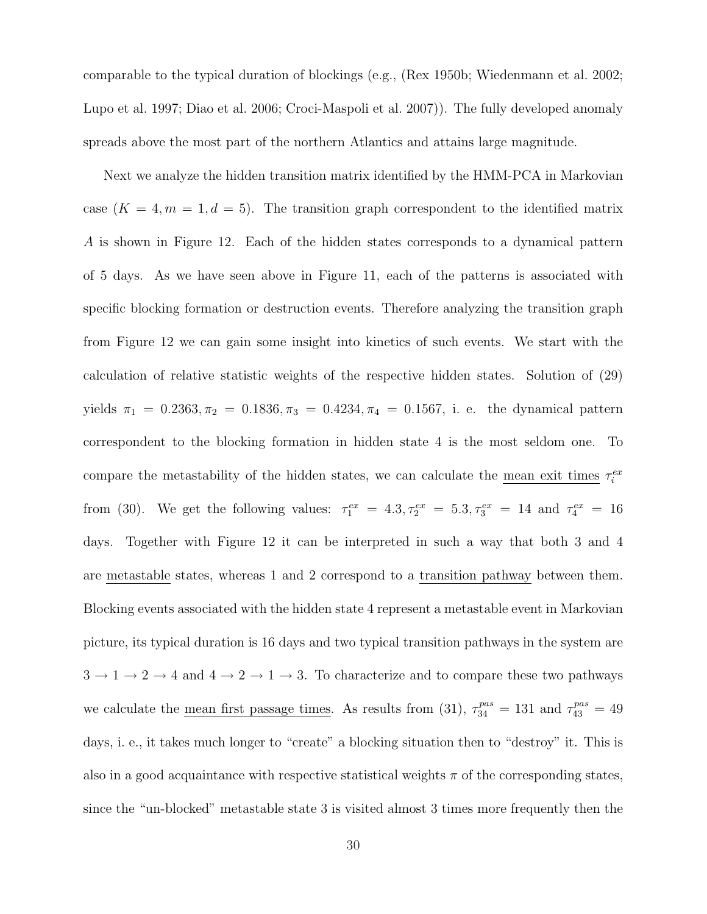comparable to the typical duration of blockings (e.g., (Rex 1950b; Wiedenmann et al. 2002; Lupo et al. 1997; Diao et al. 2006; Croci-Maspoli et al. 2007)). The fully developed anomaly spreads above the most part of the northern Atlantics and attains large magnitude.

Next we analyze the hidden transition matrix identified by the HMM-PCA in Markovian case ($K = 4, m = 1, d = 5$). The transition graph correspondent to the identified matrix $A$ is shown in Figure 12. Each of the hidden states corresponds to a dynamical pattern of 5 days. As we have seen above in Figure 11, each of the patterns is associated with specific blocking formation or destruction events. Therefore analyzing the transition graph from Figure 12 we can gain some insight into kinetics of such events. We start with the calculation of relative statistic weights of the respective hidden states. Solution of (29) yields $\pi_1 = 0.2363, \pi_2 = 0.1836, \pi_3 = 0.4234, \pi_4 = 0.1567$, i. e. the dynamical pattern correspondent to the blocking formation in hidden state 4 is the most seldom one. To compare the metastability of the hidden states, we can calculate the mean exit times $\tau_i^{ex}$ from (30). We get the following values: $\tau_1^{ex} = 4.3, \tau_2^{ex} = 5.3, \tau_3^{ex} = 14$ and $\tau_4^{ex} = 16$ days. Together with Figure 12 it can be interpreted in such a way that both 3 and 4 are metastable states, whereas 1 and 2 correspond to a transition pathway between them. Blocking events associated with the hidden state 4 represent a metastable event in Markovian picture, its typical duration is 16 days and two typical transition pathways in the system are $3 \rightarrow 1 \rightarrow 2 \rightarrow 4$ and $4 \rightarrow 2 \rightarrow 1 \rightarrow 3$. To characterize and to compare these two pathways we calculate the mean first passage times. As results from (31), $\tau_{34}^{pas} = 131$ and $\tau_{43}^{pas} = 49$ days, i. e., it takes much longer to "create" a blocking situation then to "destroy" it. This is also in a good acquaintance with respective statistical weights $\pi$ of the corresponding states, since the "un-blocked" metastable state 3 is visited almost 3 times more frequently then the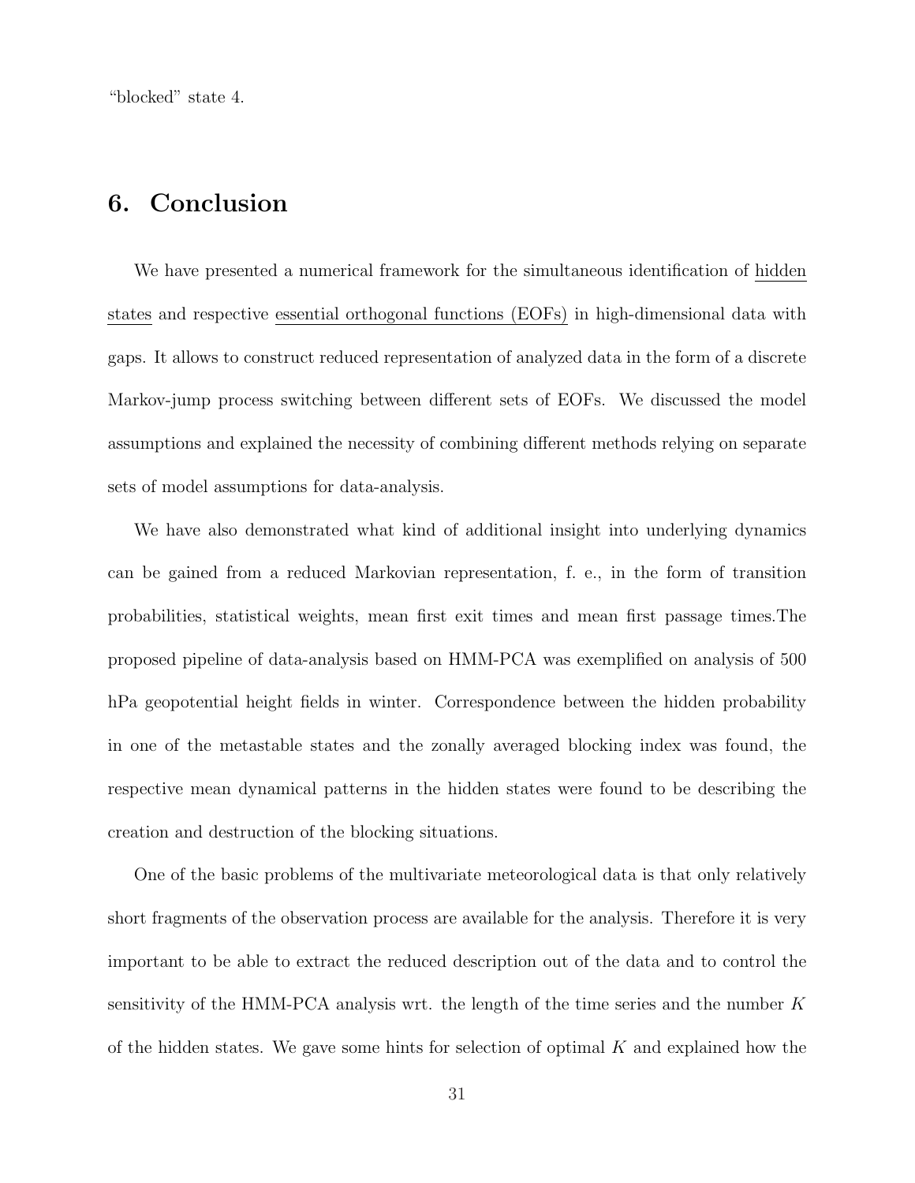"blocked" state 4.

## 6. Conclusion

We have presented a numerical framework for the simultaneous identification of hidden states and respective essential orthogonal functions (EOFs) in high-dimensional data with gaps. It allows to construct reduced representation of analyzed data in the form of a discrete Markov-jump process switching between different sets of EOFs. We discussed the model assumptions and explained the necessity of combining different methods relying on separate sets of model assumptions for data-analysis.

We have also demonstrated what kind of additional insight into underlying dynamics can be gained from a reduced Markovian representation, f. e., in the form of transition probabilities, statistical weights, mean first exit times and mean first passage times.The proposed pipeline of data-analysis based on HMM-PCA was exemplified on analysis of 500 hPa geopotential height fields in winter. Correspondence between the hidden probability in one of the metastable states and the zonally averaged blocking index was found, the respective mean dynamical patterns in the hidden states were found to be describing the creation and destruction of the blocking situations.

One of the basic problems of the multivariate meteorological data is that only relatively short fragments of the observation process are available for the analysis. Therefore it is very important to be able to extract the reduced description out of the data and to control the sensitivity of the HMM-PCA analysis wrt. the length of the time series and the number $K$ of the hidden states. We gave some hints for selection of optimal $K$ and explained how the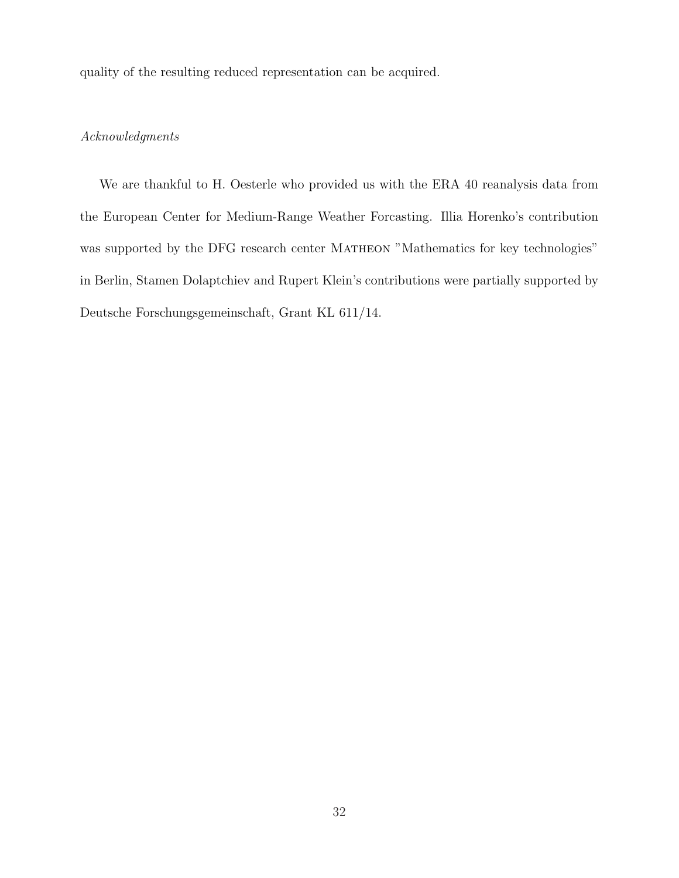quality of the resulting reduced representation can be acquired.

*Acknowledgments*

We are thankful to H. Oesterle who provided us with the ERA 40 reanalysis data from the European Center for Medium-Range Weather Forcasting. Illia Horenko's contribution was supported by the DFG research center MATHEON "Mathematics for key technologies" in Berlin, Stamen Dolaptchiev and Rupert Klein's contributions were partially supported by Deutsche Forschungsgemeinschaft, Grant KL 611/14.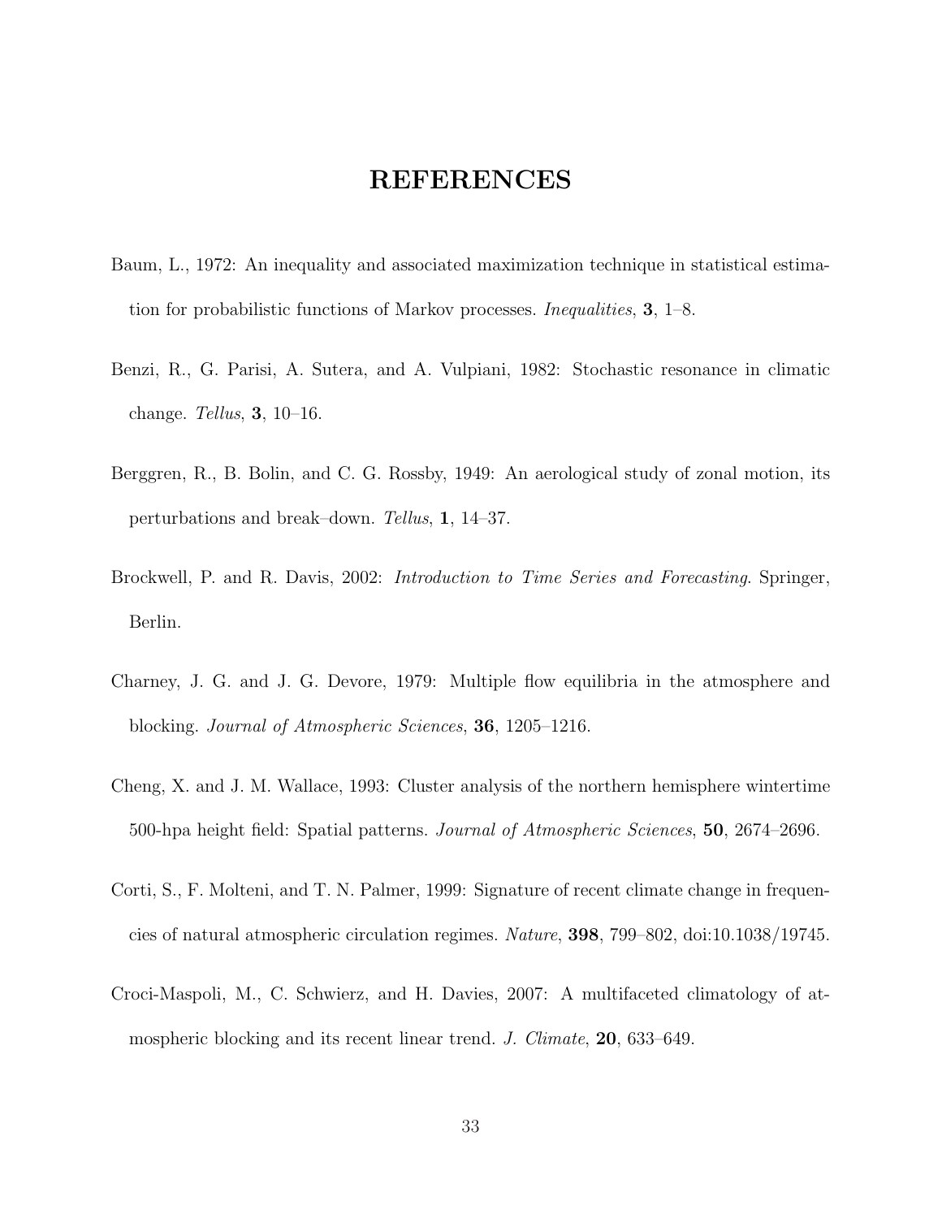# REFERENCES

Baum, L., 1972: An inequality and associated maximization technique in statistical estimation for probabilistic functions of Markov processes. *Inequalities*, **3**, 1–8.

Benzi, R., G. Parisi, A. Sutera, and A. Vulpiani, 1982: Stochastic resonance in climatic change. *Tellus*, **3**, 10–16.

Berggren, R., B. Bolin, and C. G. Rossby, 1949: An aerological study of zonal motion, its perturbations and break–down. *Tellus*, **1**, 14–37.

Brockwell, P. and R. Davis, 2002: *Introduction to Time Series and Forecasting*. Springer, Berlin.

Charney, J. G. and J. G. Devore, 1979: Multiple flow equilibria in the atmosphere and blocking. *Journal of Atmospheric Sciences*, **36**, 1205–1216.

Cheng, X. and J. M. Wallace, 1993: Cluster analysis of the northern hemisphere wintertime 500-hpa height field: Spatial patterns. *Journal of Atmospheric Sciences*, **50**, 2674–2696.

Corti, S., F. Molteni, and T. N. Palmer, 1999: Signature of recent climate change in frequencies of natural atmospheric circulation regimes. *Nature*, **398**, 799–802, doi:10.1038/19745.

Croci-Maspoli, M., C. Schwierz, and H. Davies, 2007: A multifaceted climatology of atmospheric blocking and its recent linear trend. *J. Climate*, **20**, 633–649.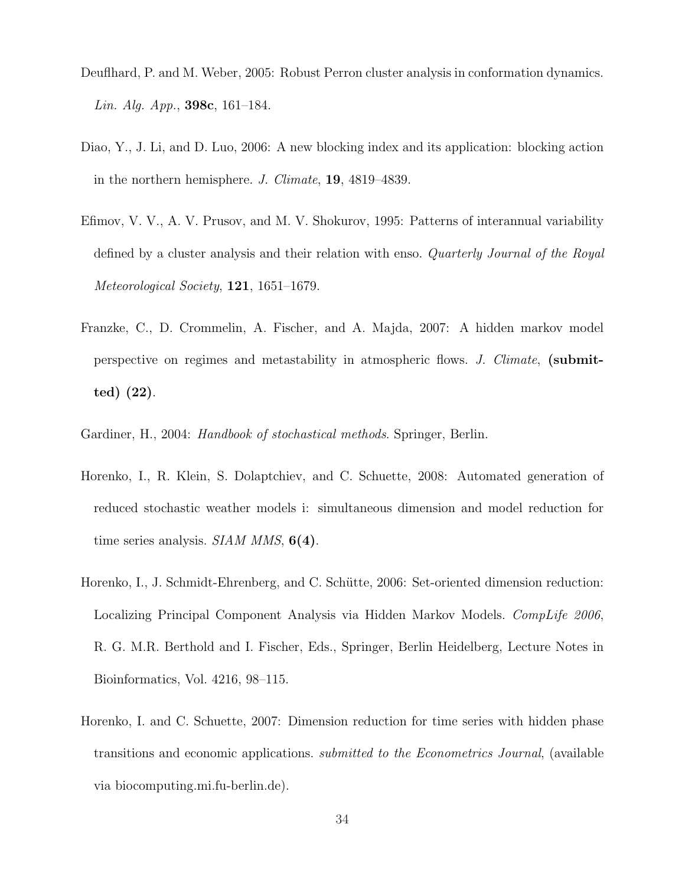Deuflhard, P. and M. Weber, 2005: Robust Perron cluster analysis in conformation dynamics. *Lin. Alg. App.*, **398c**, 161–184.

Diao, Y., J. Li, and D. Luo, 2006: A new blocking index and its application: blocking action in the northern hemisphere. *J. Climate*, **19**, 4819–4839.

Efimov, V. V., A. V. Prusov, and M. V. Shokurov, 1995: Patterns of interannual variability defined by a cluster analysis and their relation with enso. *Quarterly Journal of the Royal Meteorological Society*, **121**, 1651–1679.

Franzke, C., D. Crommelin, A. Fischer, and A. Majda, 2007: A hidden markov model perspective on regimes and metastability in atmospheric flows. *J. Climate*, **(submitted) (22)**.

Gardiner, H., 2004: *Handbook of stochastical methods*. Springer, Berlin.

Horenko, I., R. Klein, S. Dolaptchiev, and C. Schuette, 2008: Automated generation of reduced stochastic weather models i: simultaneous dimension and model reduction for time series analysis. *SIAM MMS*, **6(4)**.

Horenko, I., J. Schmidt-Ehrenberg, and C. Schütte, 2006: Set-oriented dimension reduction: Localizing Principal Component Analysis via Hidden Markov Models. *CompLife 2006*, R. G. M.R. Berthold and I. Fischer, Eds., Springer, Berlin Heidelberg, Lecture Notes in Bioinformatics, Vol. 4216, 98–115.

Horenko, I. and C. Schuette, 2007: Dimension reduction for time series with hidden phase transitions and economic applications. *submitted to the Econometrics Journal*, (available via biocomputing.mi.fu-berlin.de).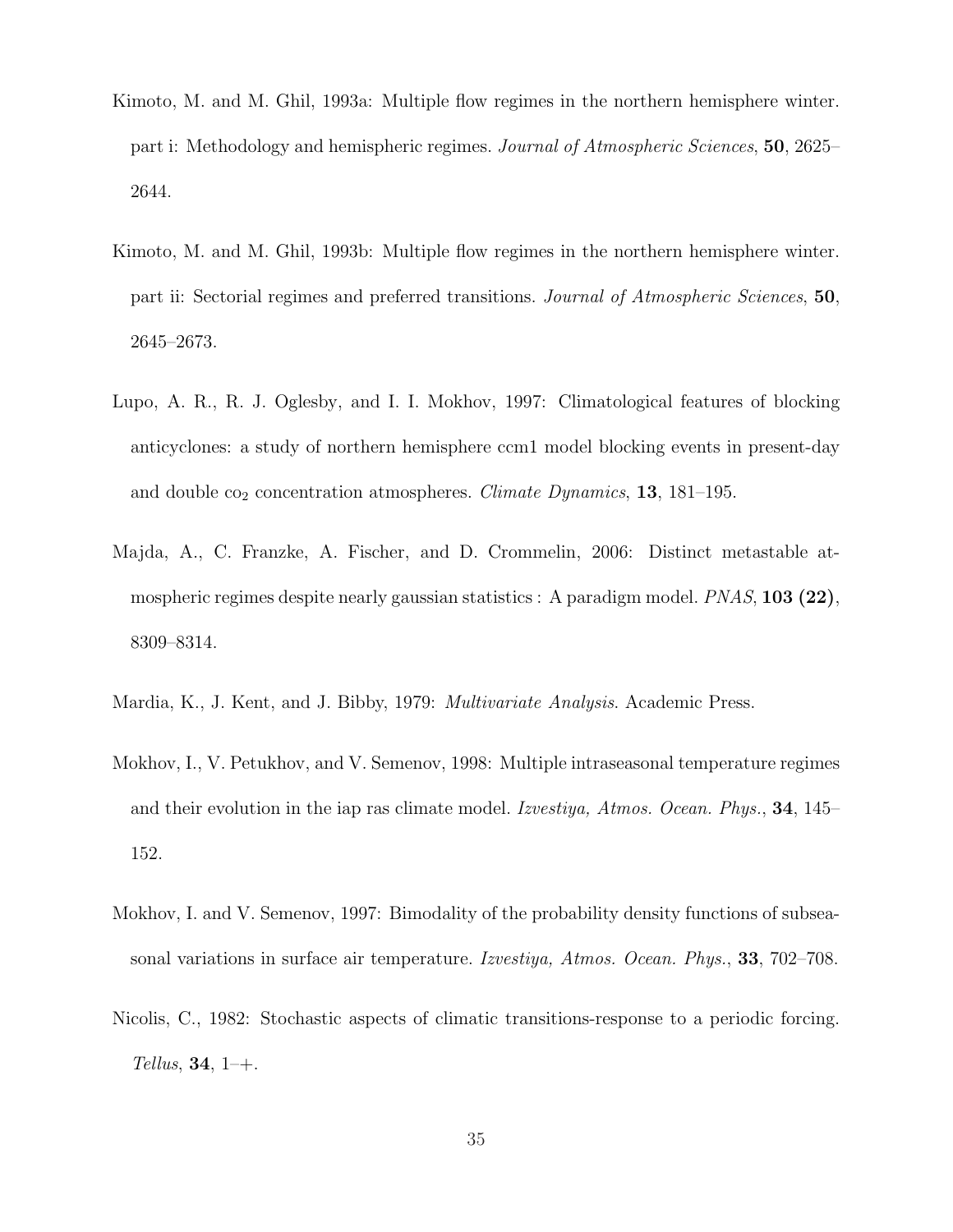Kimoto, M. and M. Ghil, 1993a: Multiple flow regimes in the northern hemisphere winter. part i: Methodology and hemispheric regimes. *Journal of Atmospheric Sciences*, **50**, 2625–2644.

Kimoto, M. and M. Ghil, 1993b: Multiple flow regimes in the northern hemisphere winter. part ii: Sectorial regimes and preferred transitions. *Journal of Atmospheric Sciences*, **50**, 2645–2673.

Lupo, A. R., R. J. Oglesby, and I. I. Mokhov, 1997: Climatological features of blocking anticyclones: a study of northern hemisphere ccm1 model blocking events in present-day and double $co_2$ concentration atmospheres. *Climate Dynamics*, **13**, 181–195.

Majda, A., C. Franzke, A. Fischer, and D. Crommelin, 2006: Distinct metastable atmospheric regimes despite nearly gaussian statistics : A paradigm model. *PNAS*, **103 (22)**, 8309–8314.

Mardia, K., J. Kent, and J. Bibby, 1979: *Multivariate Analysis*. Academic Press.

Mokhov, I., V. Petukhov, and V. Semenov, 1998: Multiple intraseasonal temperature regimes and their evolution in the iap ras climate model. *Izvestiya, Atmos. Ocean. Phys.*, **34**, 145–152.

Mokhov, I. and V. Semenov, 1997: Bimodality of the probability density functions of subseasonal variations in surface air temperature. *Izvestiya, Atmos. Ocean. Phys.*, **33**, 702–708.

Nicolis, C., 1982: Stochastic aspects of climatic transitions-response to a periodic forcing. *Tellus*, **34**, 1–+.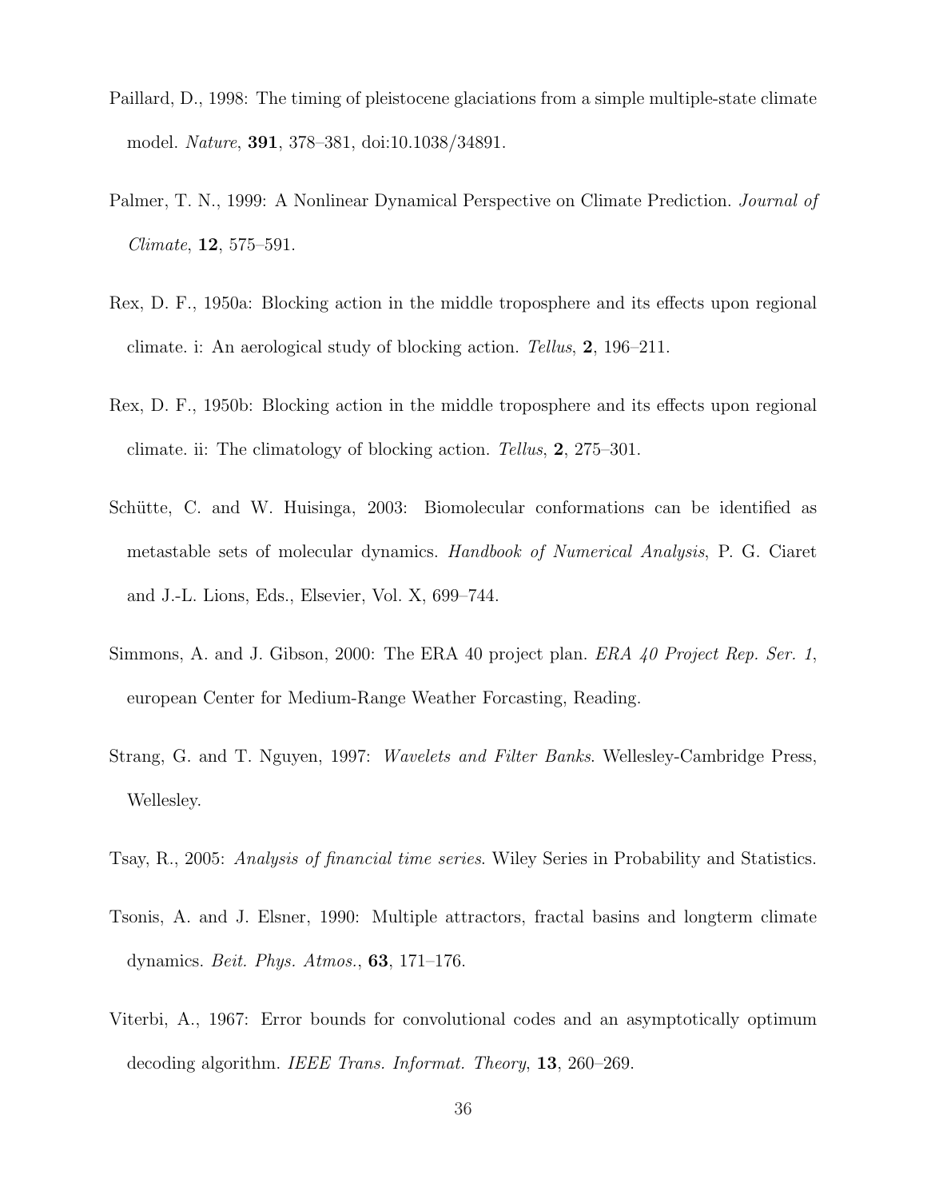Paillard, D., 1998: The timing of pleistocene glaciations from a simple multiple-state climate model. *Nature*, **391**, 378–381, doi:10.1038/34891.

Palmer, T. N., 1999: A Nonlinear Dynamical Perspective on Climate Prediction. *Journal of Climate*, **12**, 575–591.

Rex, D. F., 1950a: Blocking action in the middle troposphere and its effects upon regional climate. i: An aerological study of blocking action. *Tellus*, **2**, 196–211.

Rex, D. F., 1950b: Blocking action in the middle troposphere and its effects upon regional climate. ii: The climatology of blocking action. *Tellus*, **2**, 275–301.

Schütte, C. and W. Huisinga, 2003: Biomolecular conformations can be identified as metastable sets of molecular dynamics. *Handbook of Numerical Analysis*, P. G. Ciaret and J.-L. Lions, Eds., Elsevier, Vol. X, 699–744.

Simmons, A. and J. Gibson, 2000: The ERA 40 project plan. *ERA 40 Project Rep. Ser. 1*, european Center for Medium-Range Weather Forcasting, Reading.

Strang, G. and T. Nguyen, 1997: *Wavelets and Filter Banks*. Wellesley-Cambridge Press, Wellesley.

Tsay, R., 2005: *Analysis of financial time series*. Wiley Series in Probability and Statistics.

Tsonis, A. and J. Elsner, 1990: Multiple attractors, fractal basins and longterm climate dynamics. *Beit. Phys. Atmos.*, **63**, 171–176.

Viterbi, A., 1967: Error bounds for convolutional codes and an asymptotically optimum decoding algorithm. *IEEE Trans. Informat. Theory*, **13**, 260–269.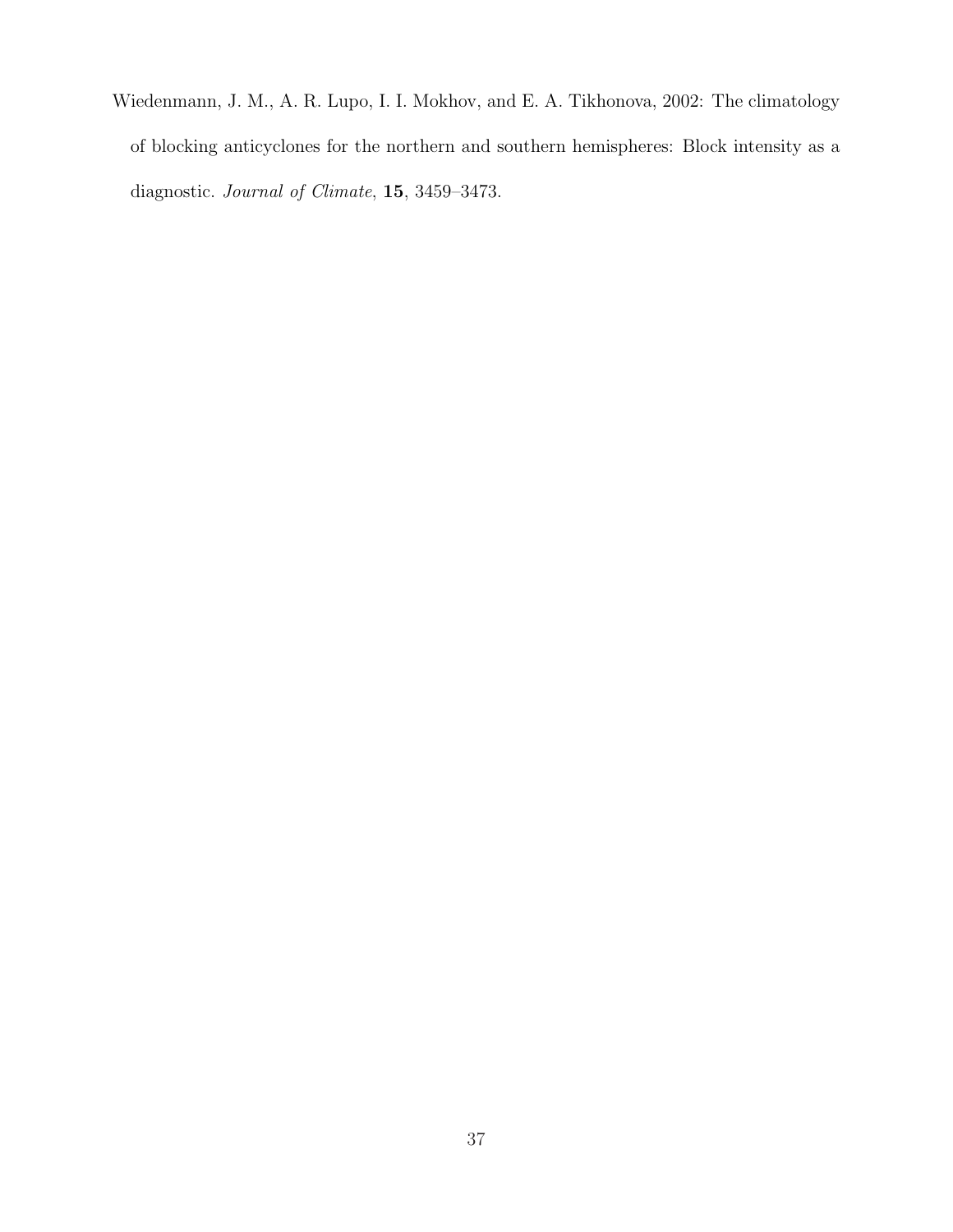Wiedenmann, J. M., A. R. Lupo, I. I. Mokhov, and E. A. Tikhonova, 2002: The climatology of blocking anticyclones for the northern and southern hemispheres: Block intensity as a diagnostic. *Journal of Climate*, **15**, 3459–3473.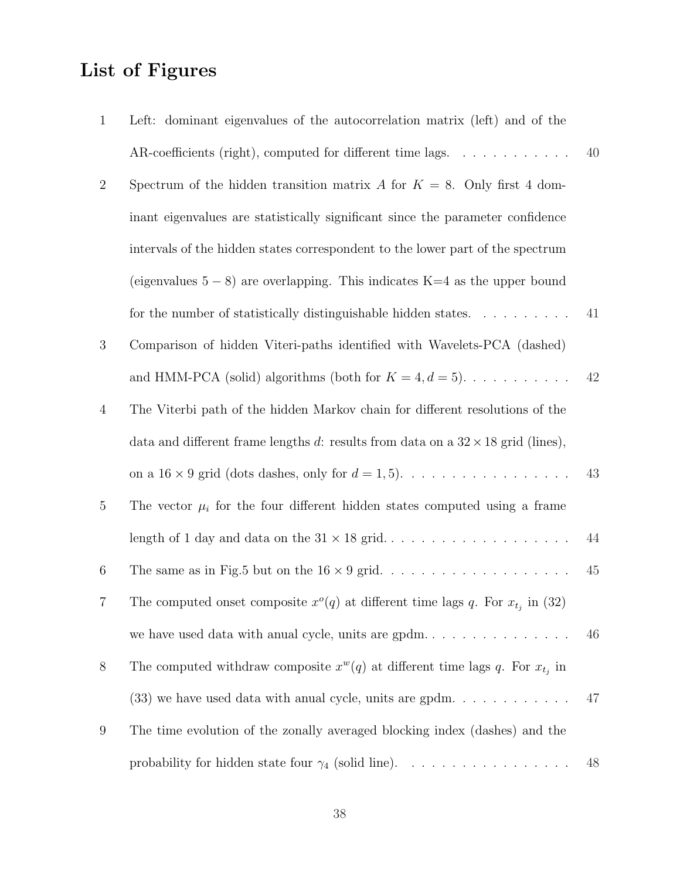# List of Figures

1. Left: dominant eigenvalues of the autocorrelation matrix (left) and of the AR-coefficients (right), computed for different time lags. . . . . . . . . . . . 40

2. Spectrum of the hidden transition matrix $A$ for $K = 8$. Only first 4 dominant eigenvalues are statistically significant since the parameter confidence intervals of the hidden states correspondent to the lower part of the spectrum (eigenvalues $5 - 8$) are overlapping. This indicates K=4 as the upper bound for the number of statistically distinguishable hidden states. . . . . . . . . . 41

3. Comparison of hidden Viteri-paths identified with Wavelets-PCA (dashed) and HMM-PCA (solid) algorithms (both for $K = 4, d = 5$). . . . . . . . . . . 42

4. The Viterbi path of the hidden Markov chain for different resolutions of the data and different frame lengths $d$: results from data on a $32 \times 18$ grid (lines), on a $16 \times 9$ grid (dots dashes, only for $d = 1, 5$). . . . . . . . . . . . . . . . . 43

5. The vector $\mu_i$ for the four different hidden states computed using a frame length of 1 day and data on the $31 \times 18$ grid. . . . . . . . . . . . . . . . . . . 44

6. The same as in Fig.5 but on the $16 \times 9$ grid. . . . . . . . . . . . . . . . . . . 45

7. The computed onset composite $x^o(q)$ at different time lags $q$. For $x_{t_j}$ in (32) we have used data with anual cycle, units are gpdm. . . . . . . . . . . . . . . 46

8. The computed withdraw composite $x^w(q)$ at different time lags $q$. For $x_{t_j}$ in (33) we have used data with anual cycle, units are gpdm. . . . . . . . . . . . 47

9. The time evolution of the zonally averaged blocking index (dashes) and the probability for hidden state four $\gamma_4$ (solid line). . . . . . . . . . . . . . . . . 48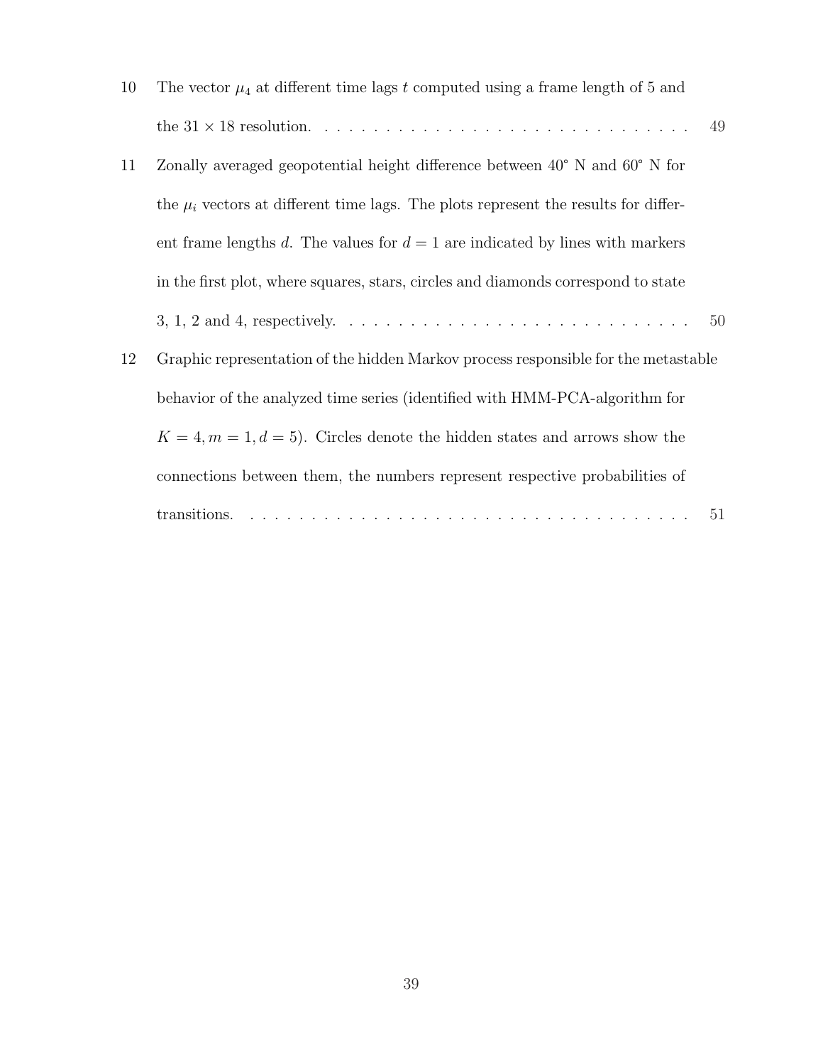10 The vector $\mu_4$ at different time lags $t$ computed using a frame length of 5 and the $31 \times 18$ resolution. . . . . . . . . . . . . . . . . . . . . . . . . . . . . . . 49

11 Zonally averaged geopotential height difference between 40° N and 60° N for the $\mu_i$ vectors at different time lags. The plots represent the results for different frame lengths $d$. The values for $d = 1$ are indicated by lines with markers in the first plot, where squares, stars, circles and diamonds correspond to state 3, 1, 2 and 4, respectively. . . . . . . . . . . . . . . . . . . . . . . . . . . . . . 50

12 Graphic representation of the hidden Markov process responsible for the metastable behavior of the analyzed time series (identified with HMM-PCA-algorithm for $K = 4, m = 1, d = 5$). Circles denote the hidden states and arrows show the connections between them, the numbers represent respective probabilities of transitions. . . . . . . . . . . . . . . . . . . . . . . . . . . . . . . . . . . . . . . 51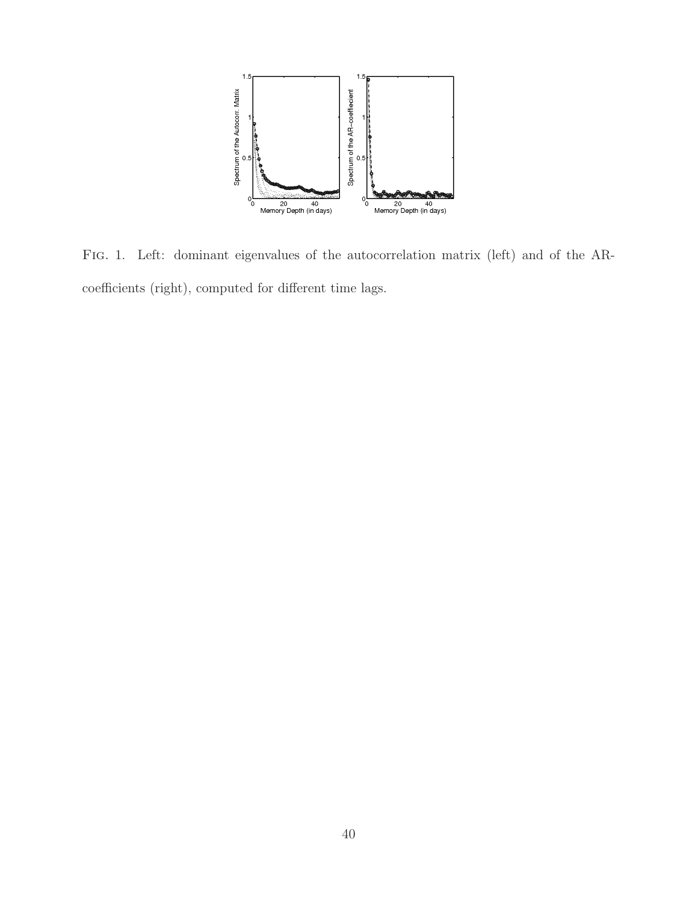FIG. 1. Left: dominant eigenvalues of the autocorrelation matrix (left) and of the AR-coefficients (right), computed for different time lags.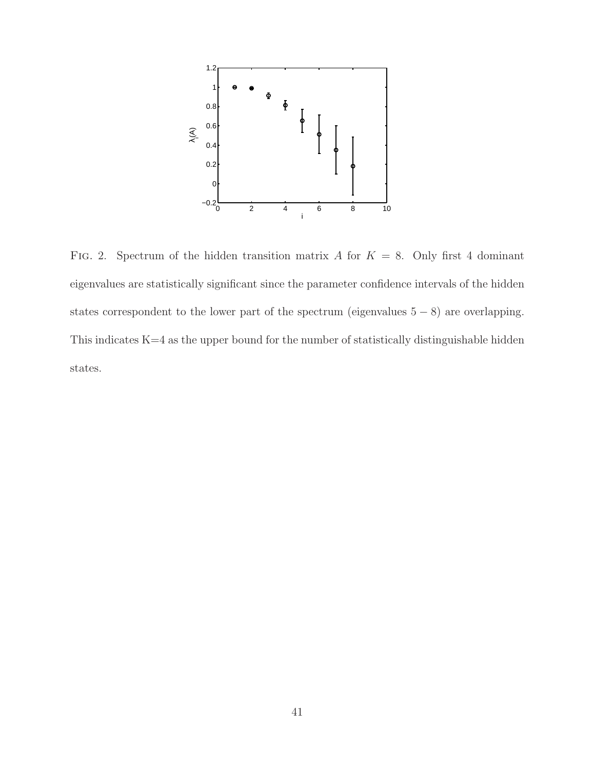FIG. 2. Spectrum of the hidden transition matrix $A$ for $K = 8$. Only first 4 dominant eigenvalues are statistically significant since the parameter confidence intervals of the hidden states correspondent to the lower part of the spectrum (eigenvalues $5 - 8$) are overlapping. This indicates K=4 as the upper bound for the number of statistically distinguishable hidden states.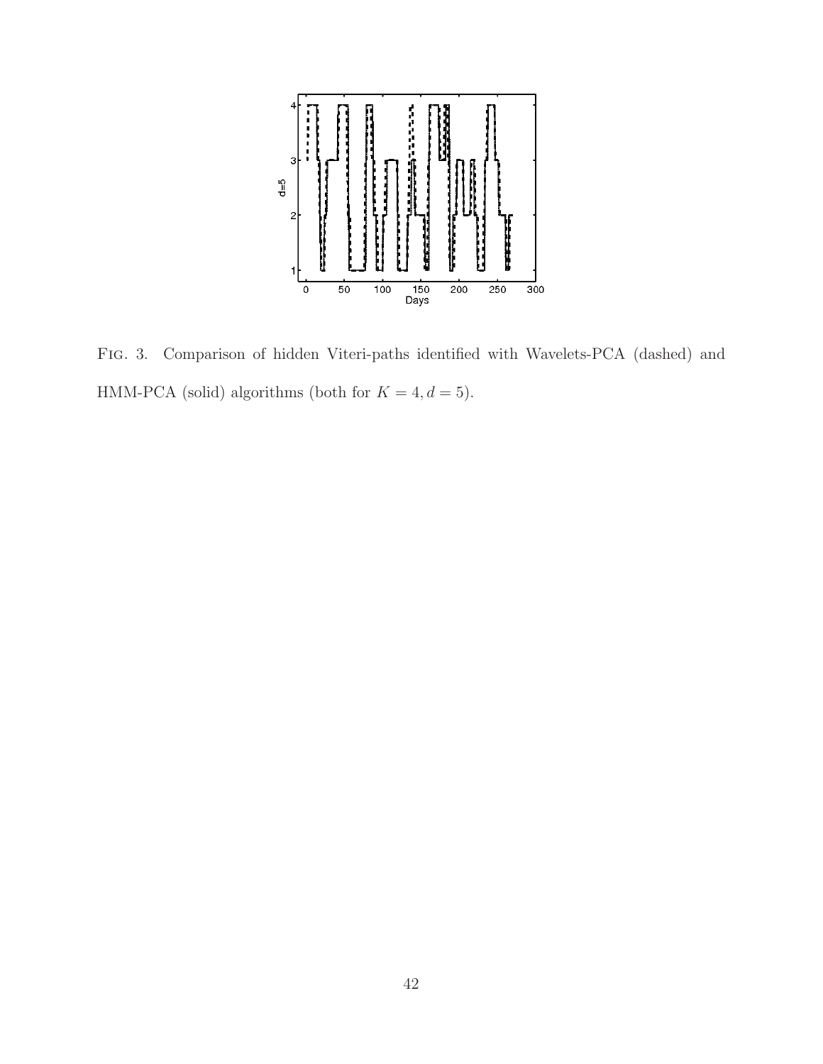Fig. 3. Comparison of hidden Viteri-paths identified with Wavelets-PCA (dashed) and HMM-PCA (solid) algorithms (both for $K = 4, d = 5$).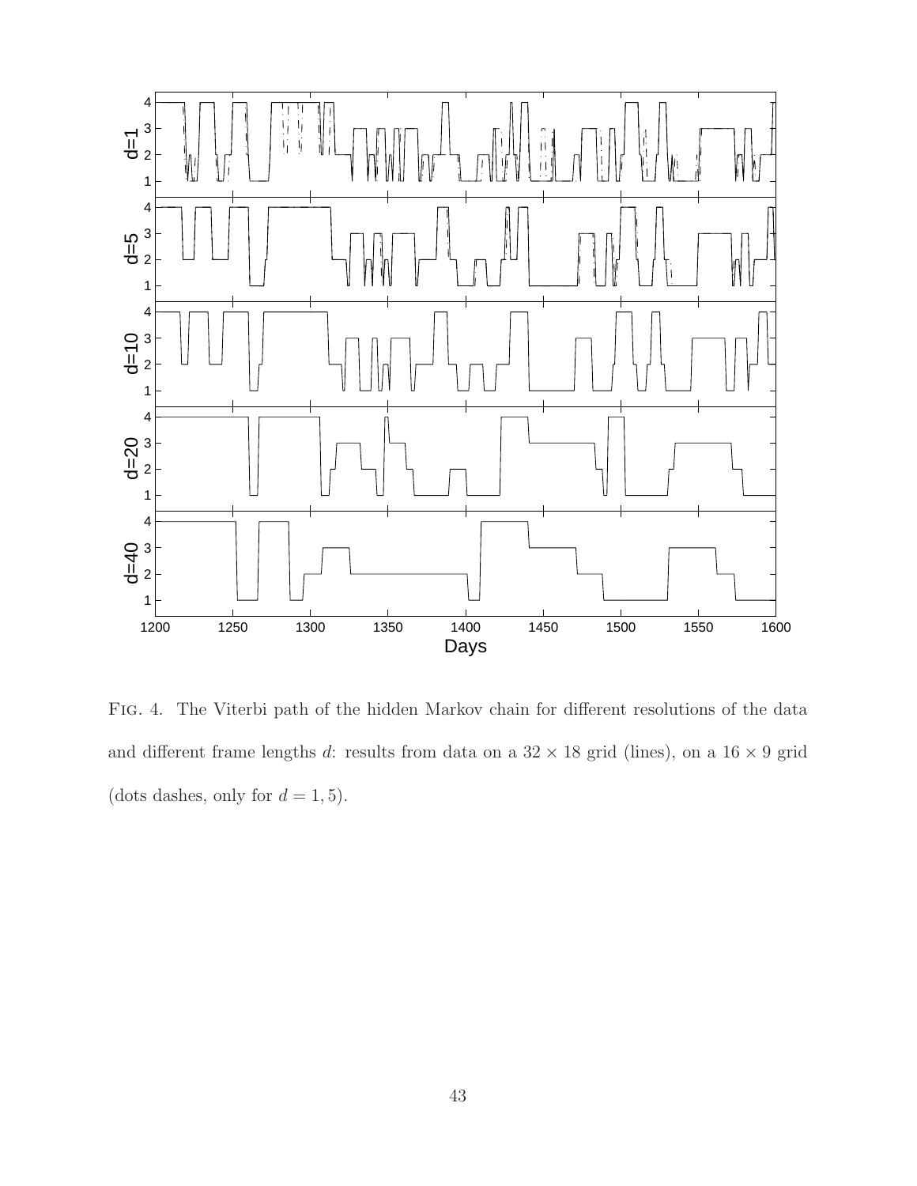Fig. 4. The Viterbi path of the hidden Markov chain for different resolutions of the data and different frame lengths $d$: results from data on a $32 \times 18$ grid (lines), on a $16 \times 9$ grid (dots dashes, only for $d = 1, 5$).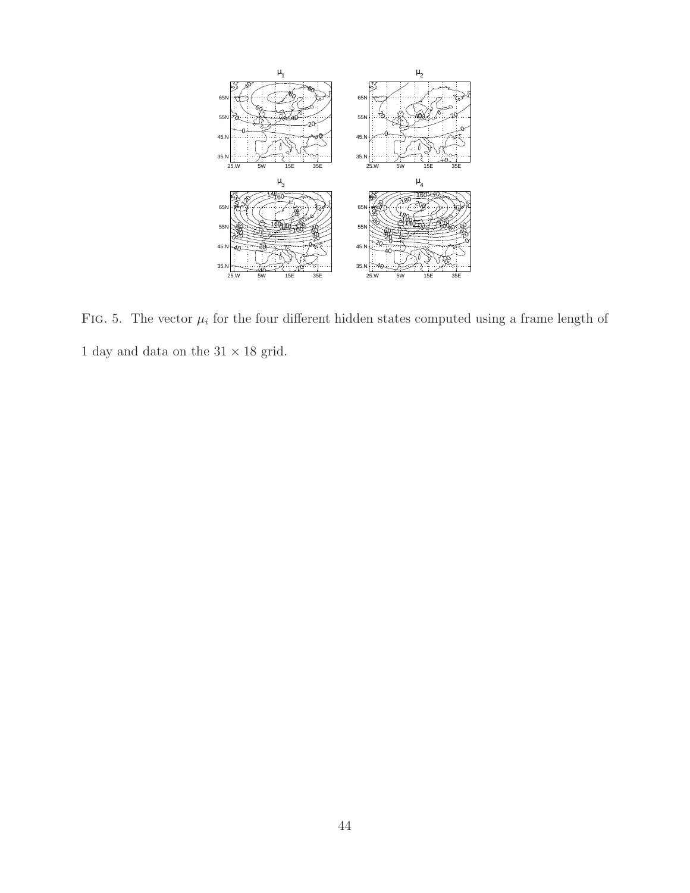FIG. 5. The vector $\mu_i$ for the four different hidden states computed using a frame length of 1 day and data on the $31 \times 18$ grid.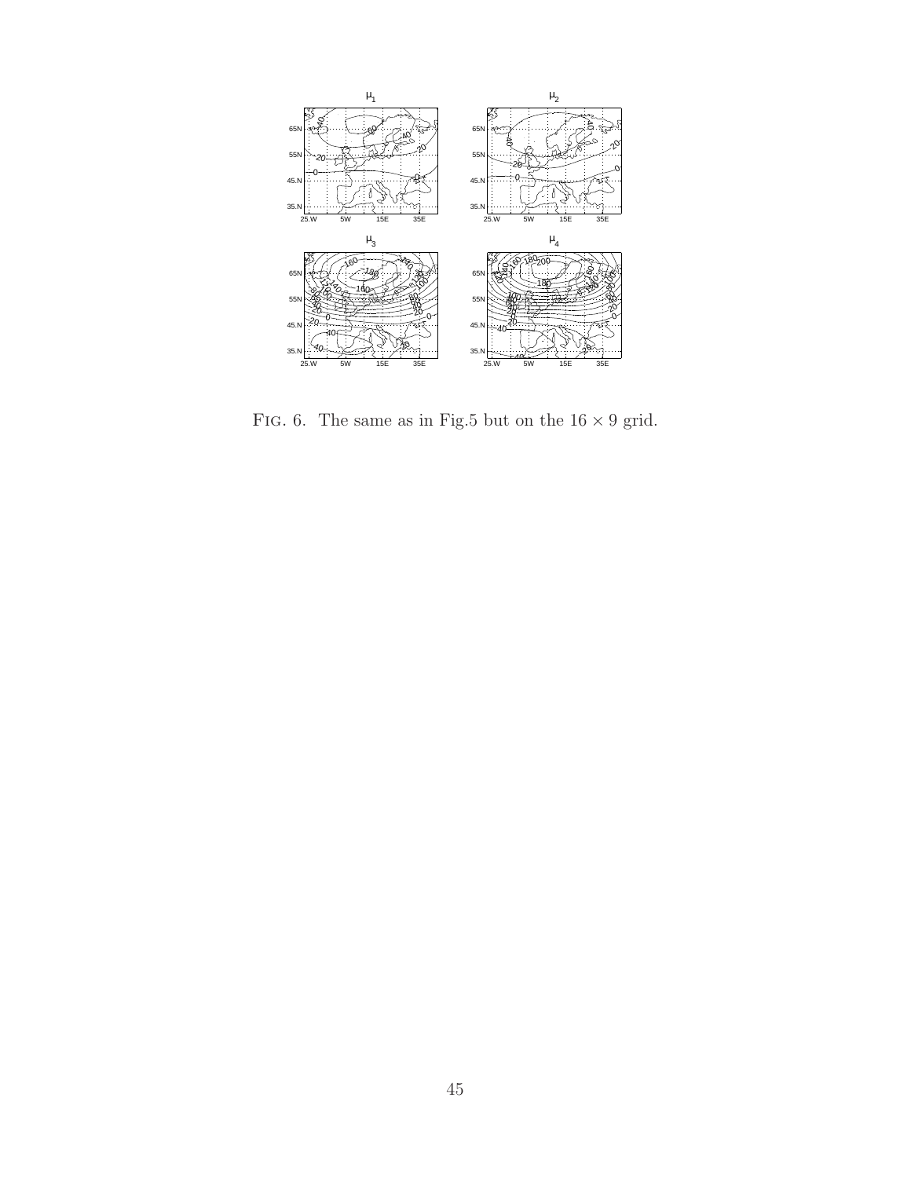FIG. 6. The same as in Fig.5 but on the $16 \times 9$ grid.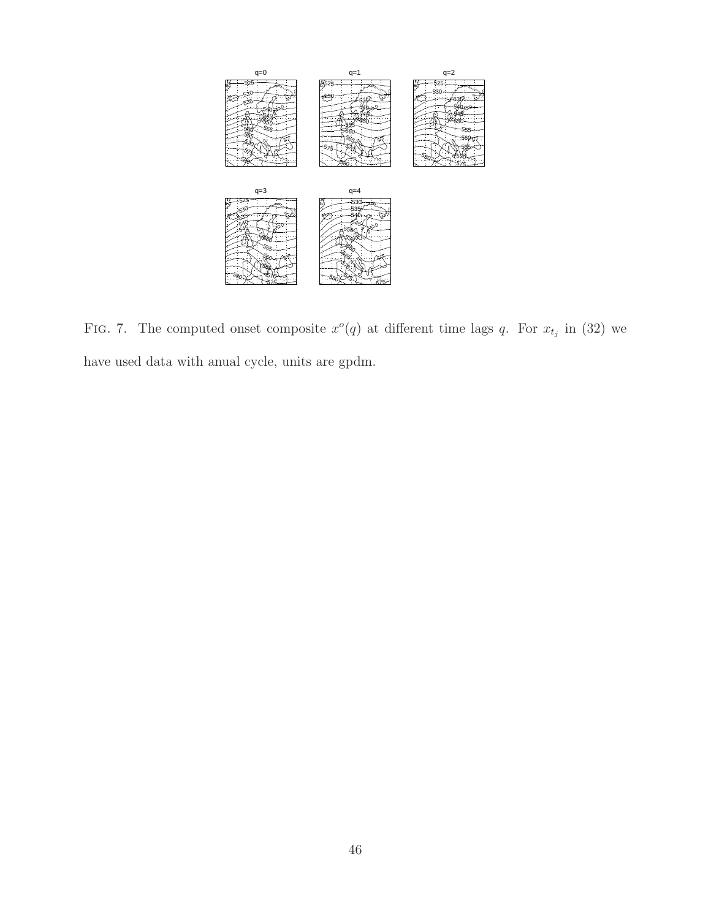FIG. 7. The computed onset composite $x^o(q)$ at different time lags $q$. For $x_{t_j}$ in (32) we have used data with anual cycle, units are gpdm.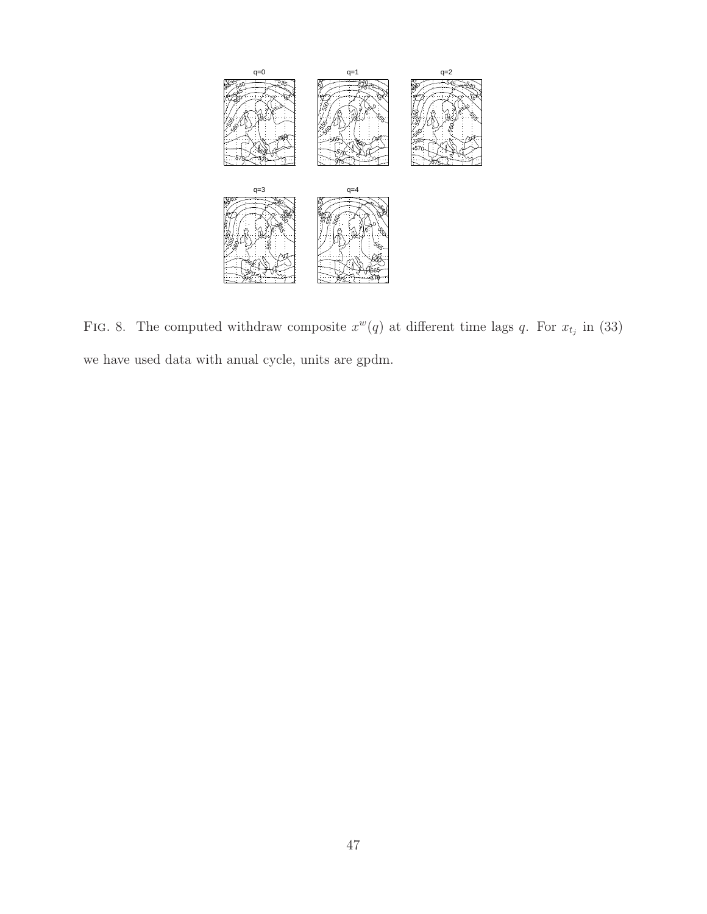FIG. 8. The computed withdraw composite $x^w(q)$ at different time lags $q$. For $x_{t_j}$ in (33) we have used data with anual cycle, units are gpdm.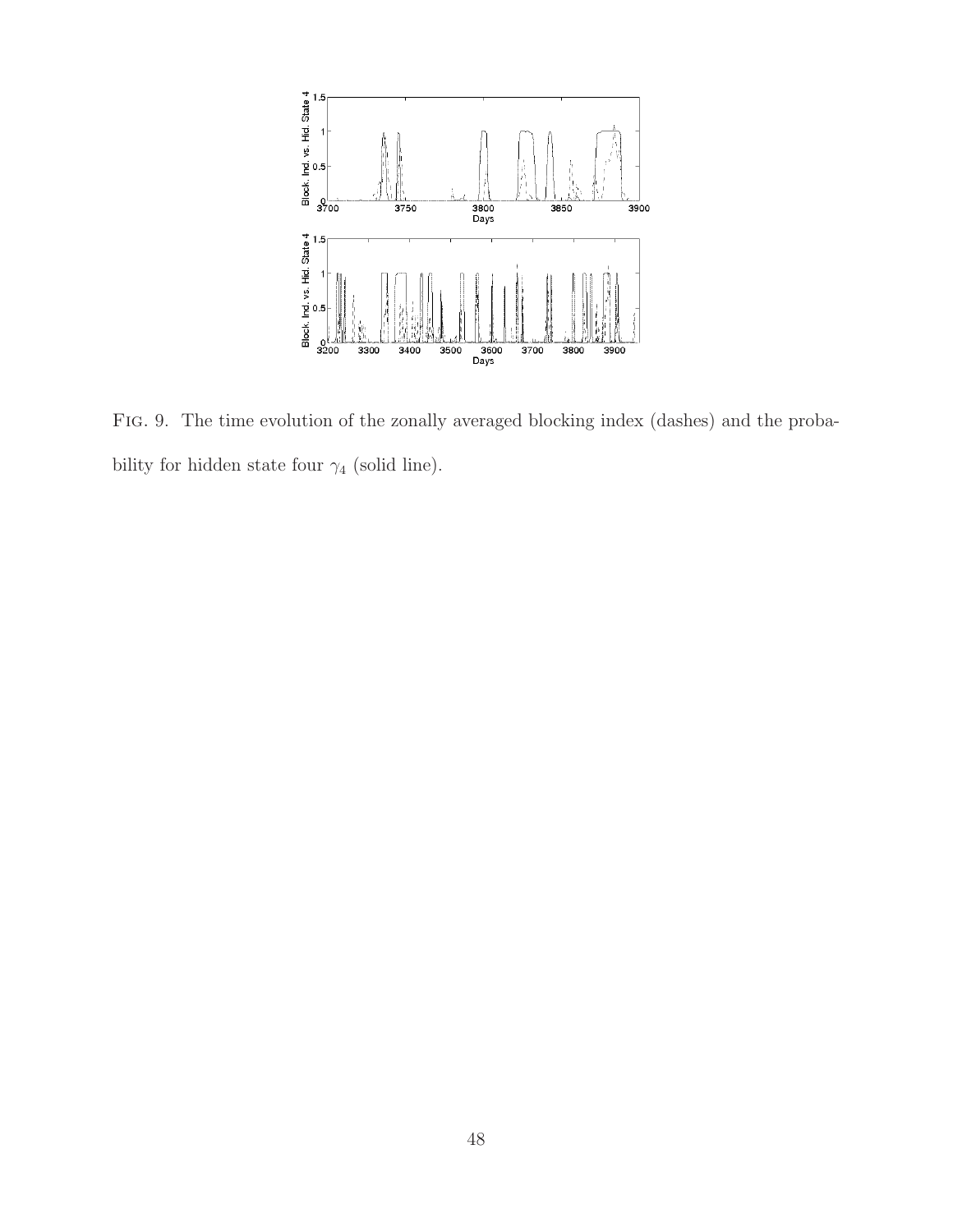FIG. 9. The time evolution of the zonally averaged blocking index (dashes) and the probability for hidden state four $\gamma_4$ (solid line).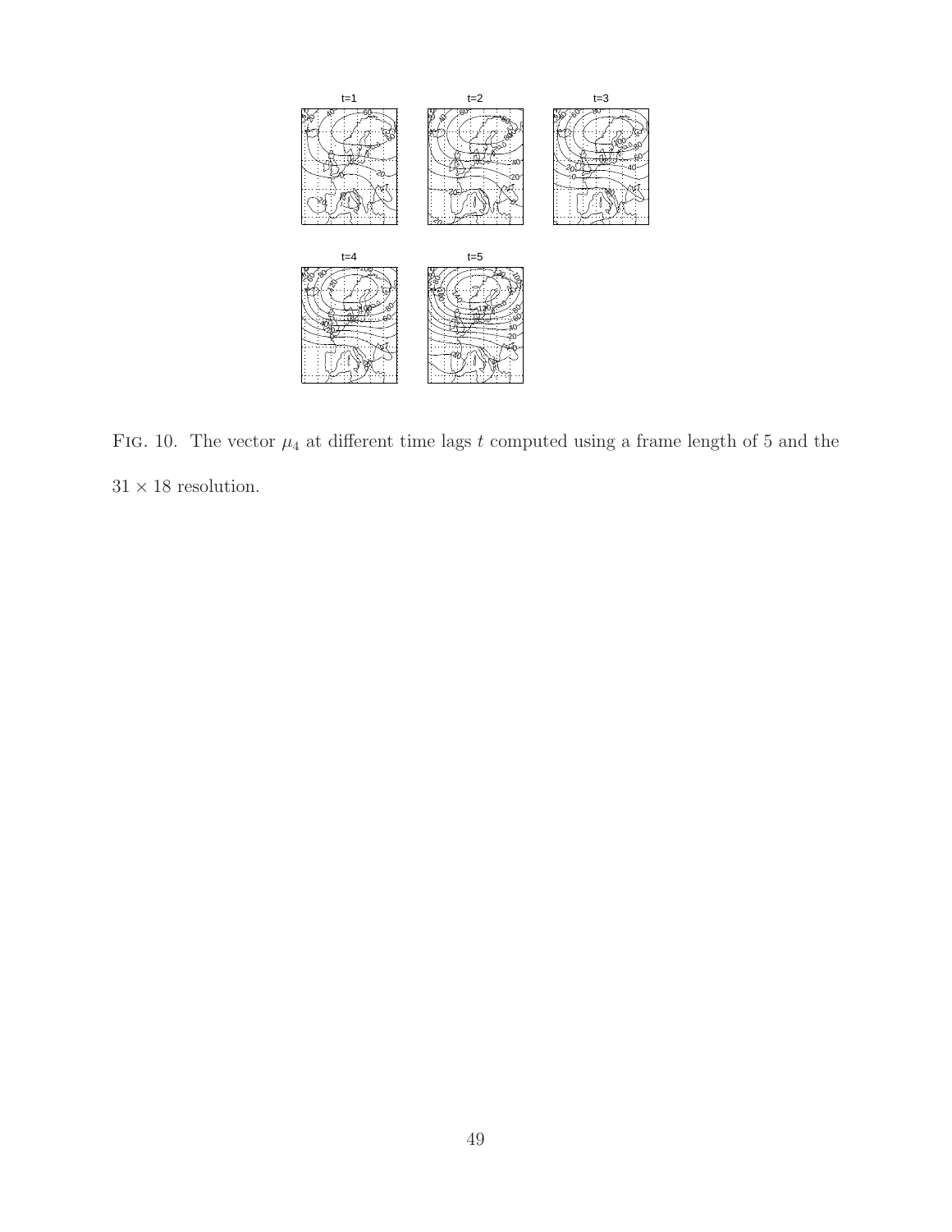FIG. 10. The vector $\mu_4$ at different time lags $t$ computed using a frame length of 5 and the $31 \times 18$ resolution.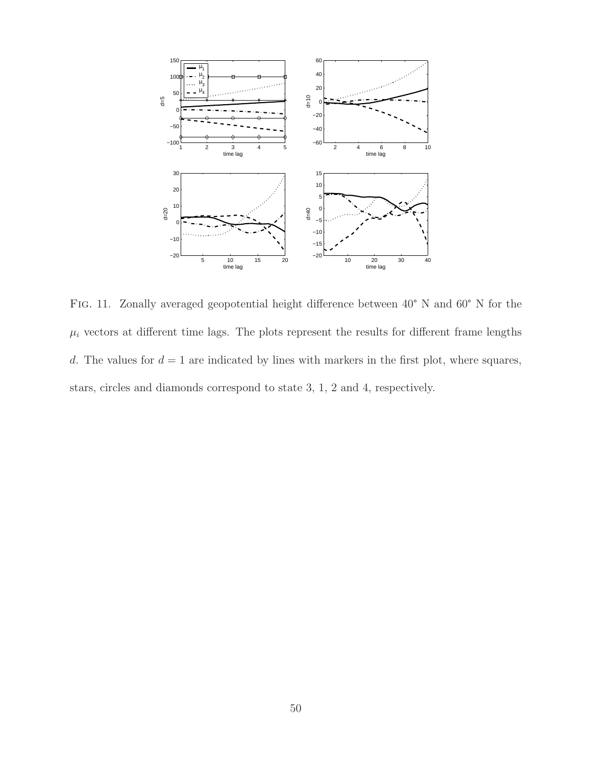Fig. 11. Zonally averaged geopotential height difference between 40° N and 60° N for the $\mu_i$ vectors at different time lags. The plots represent the results for different frame lengths $d$. The values for $d = 1$ are indicated by lines with markers in the first plot, where squares, stars, circles and diamonds correspond to state 3, 1, 2 and 4, respectively.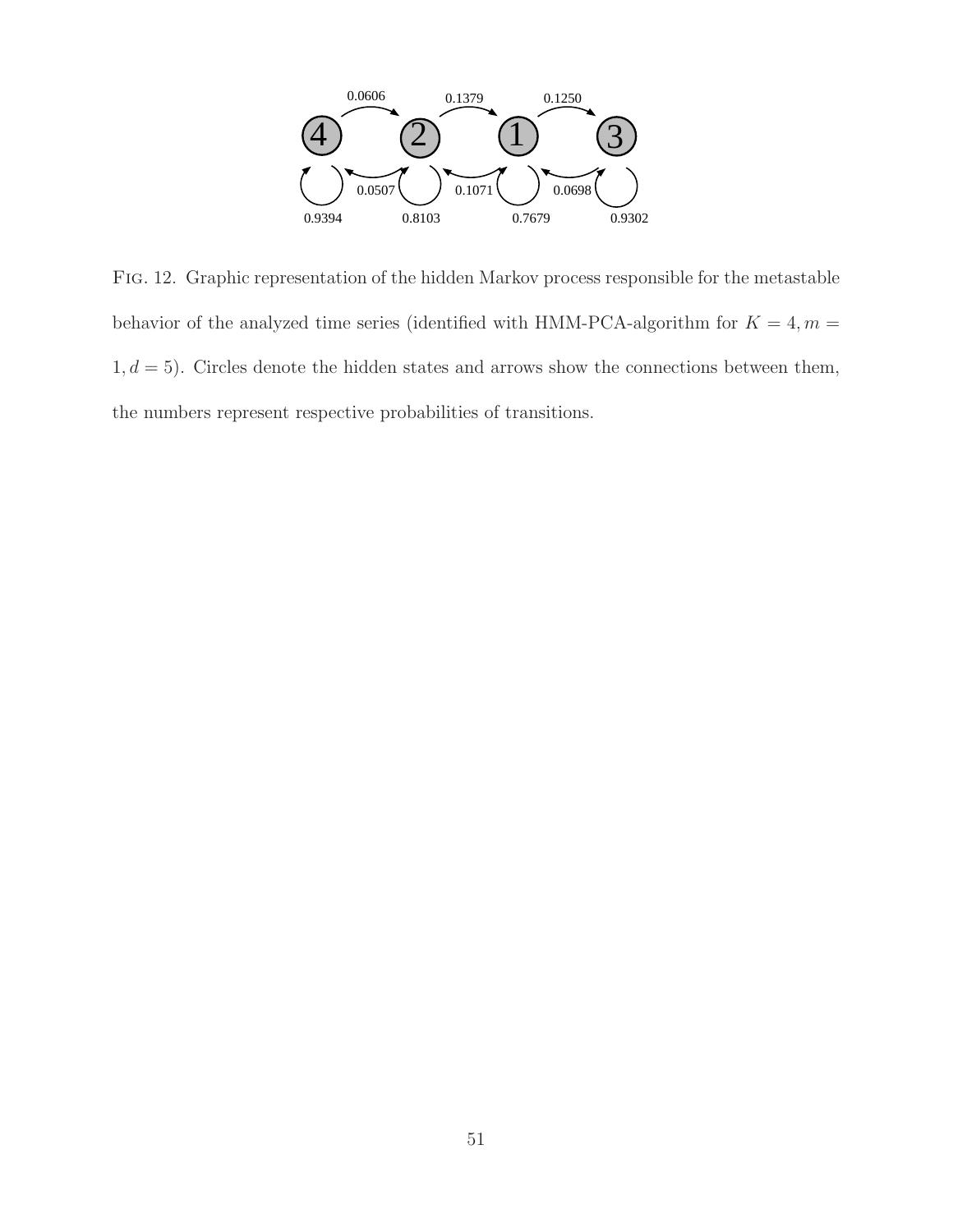4 2 1 3

0.0606 0.1379 0.1250

0.0507 0.1071 0.0698

0.9394 0.8103 0.7679 0.9302

FIG. 12. Graphic representation of the hidden Markov process responsible for the metastable behavior of the analyzed time series (identified with HMM-PCA-algorithm for $K = 4, m = 1, d = 5$). Circles denote the hidden states and arrows show the connections between them, the numbers represent respective probabilities of transitions.